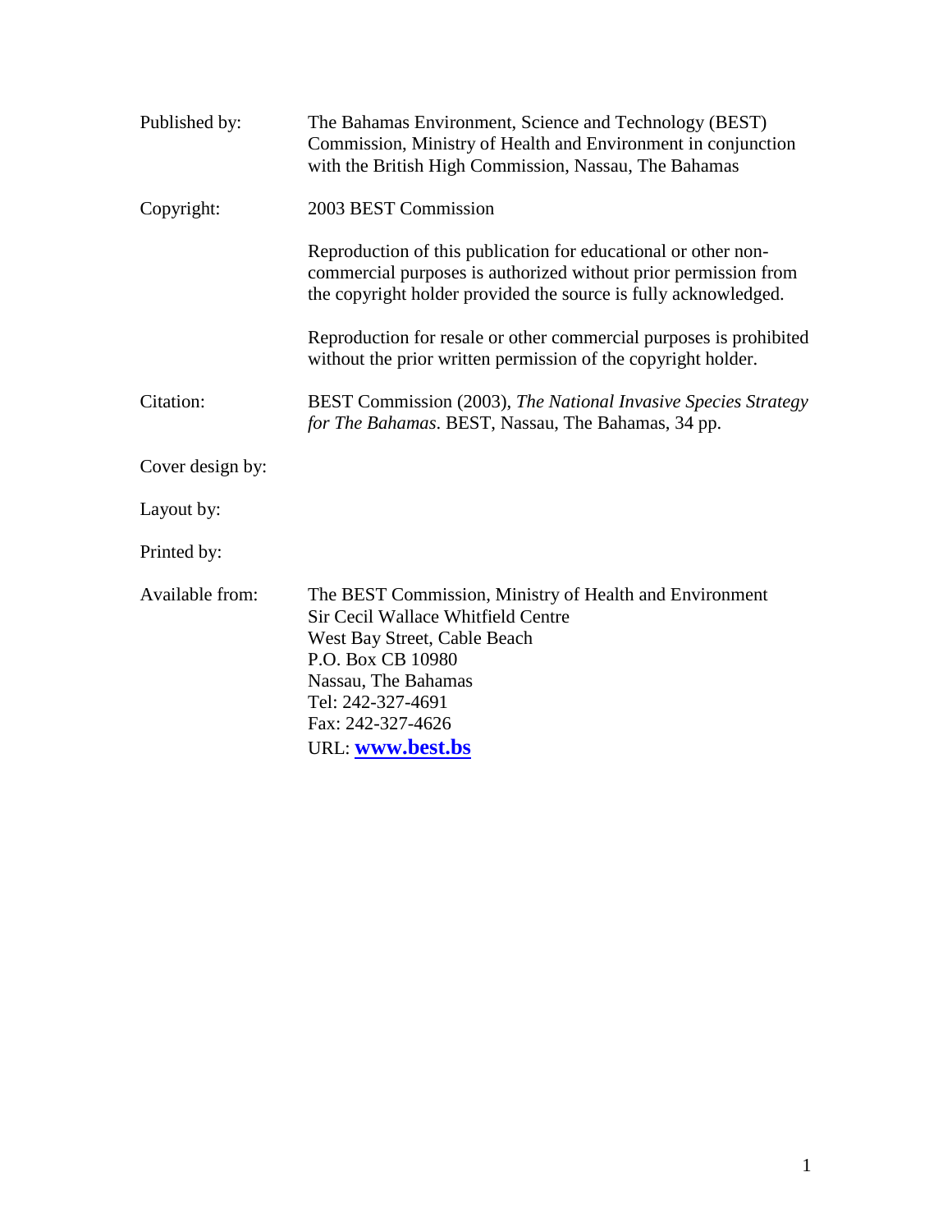| | |
|---|---|
| Published by: | The Bahamas Environment, Science and Technology (BEST) Commission, Ministry of Health and Environment in conjunction with the British High Commission, Nassau, The Bahamas |
| Copyright: | 2003 BEST Commission |
| | Reproduction of this publication for educational or other non-commercial purposes is authorized without prior permission from the copyright holder provided the source is fully acknowledged. |
| | Reproduction for resale or other commercial purposes is prohibited without the prior written permission of the copyright holder. |
| Citation: | BEST Commission (2003), *The National Invasive Species Strategy for The Bahamas*. BEST, Nassau, The Bahamas, 34 pp. |
| Cover design by: | |
| Layout by: | |
| Printed by: | |
| Available from: | The BEST Commission, Ministry of Health and Environment<br>Sir Cecil Wallace Whitfield Centre<br>West Bay Street, Cable Beach<br>P.O. Box CB 10980<br>Nassau, The Bahamas<br>Tel: 242-327-4691<br>Fax: 242-327-4626<br>URL: **www.best.bs** |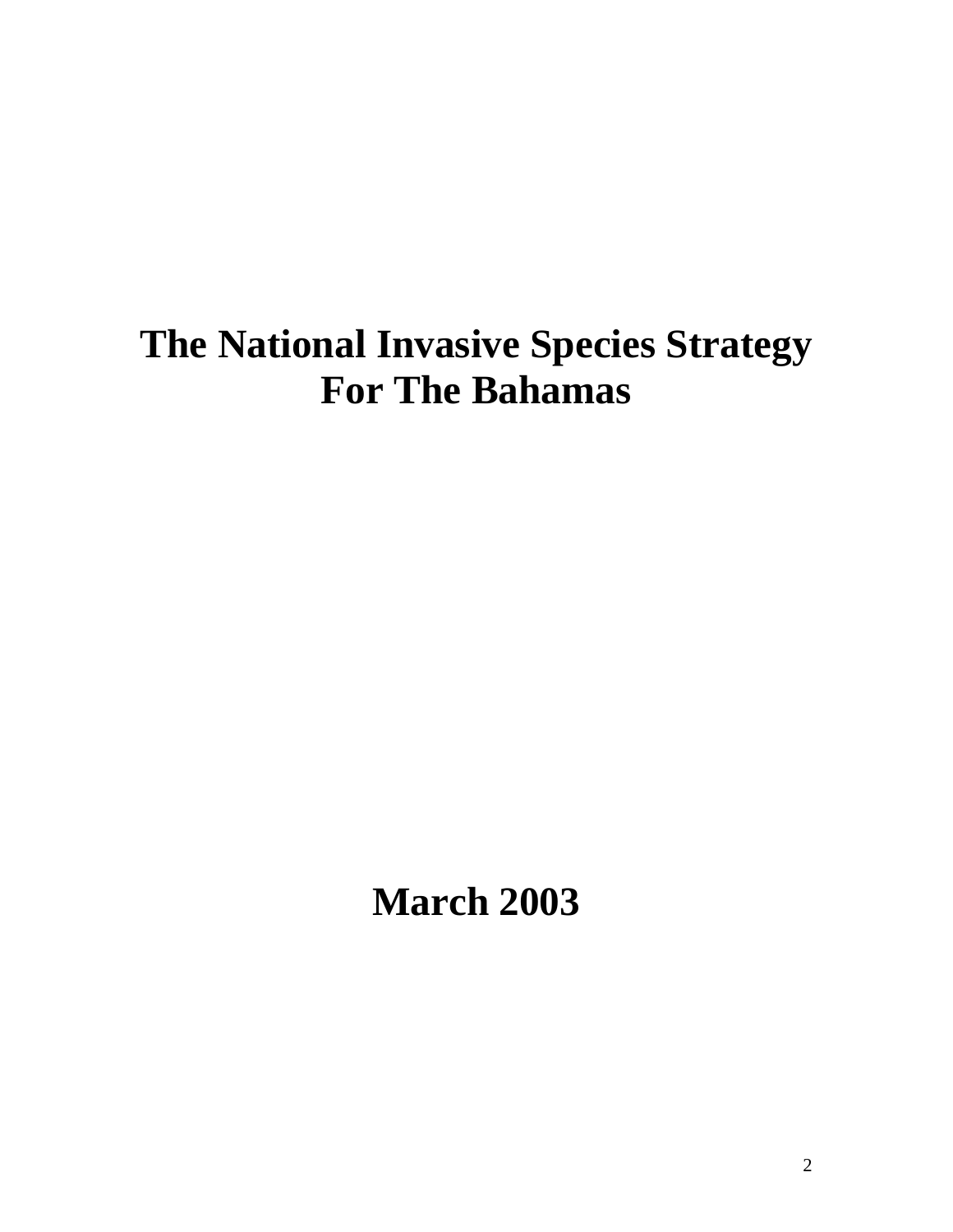# The National Invasive Species Strategy For The Bahamas

## March 2003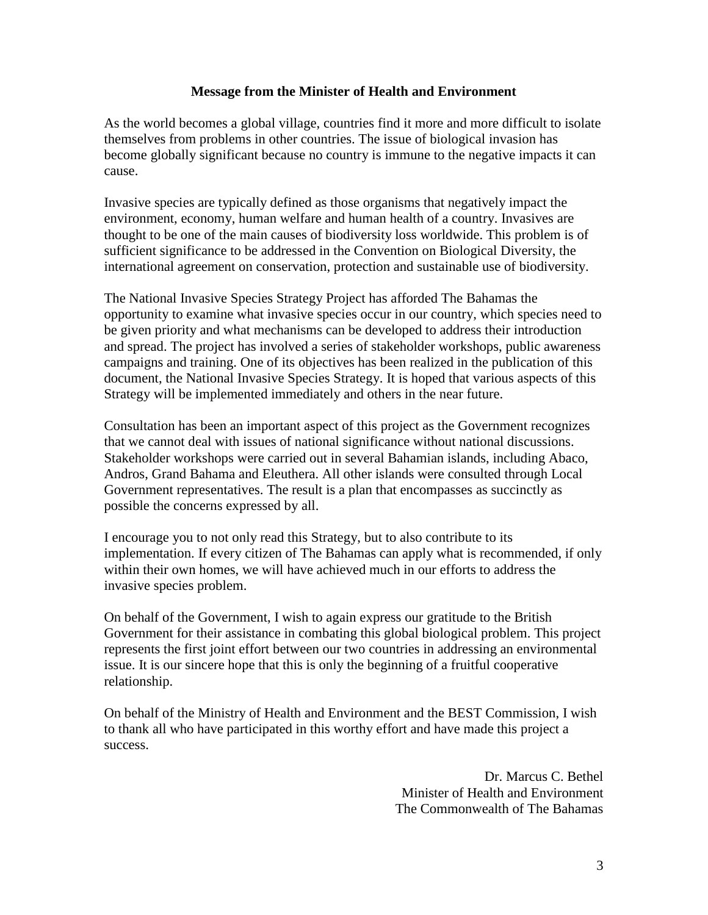## Message from the Minister of Health and Environment

As the world becomes a global village, countries find it more and more difficult to isolate themselves from problems in other countries. The issue of biological invasion has become globally significant because no country is immune to the negative impacts it can cause.

Invasive species are typically defined as those organisms that negatively impact the environment, economy, human welfare and human health of a country. Invasives are thought to be one of the main causes of biodiversity loss worldwide. This problem is of sufficient significance to be addressed in the Convention on Biological Diversity, the international agreement on conservation, protection and sustainable use of biodiversity.

The National Invasive Species Strategy Project has afforded The Bahamas the opportunity to examine what invasive species occur in our country, which species need to be given priority and what mechanisms can be developed to address their introduction and spread. The project has involved a series of stakeholder workshops, public awareness campaigns and training. One of its objectives has been realized in the publication of this document, the National Invasive Species Strategy. It is hoped that various aspects of this Strategy will be implemented immediately and others in the near future.

Consultation has been an important aspect of this project as the Government recognizes that we cannot deal with issues of national significance without national discussions. Stakeholder workshops were carried out in several Bahamian islands, including Abaco, Andros, Grand Bahama and Eleuthera. All other islands were consulted through Local Government representatives. The result is a plan that encompasses as succinctly as possible the concerns expressed by all.

I encourage you to not only read this Strategy, but to also contribute to its implementation. If every citizen of The Bahamas can apply what is recommended, if only within their own homes, we will have achieved much in our efforts to address the invasive species problem.

On behalf of the Government, I wish to again express our gratitude to the British Government for their assistance in combating this global biological problem. This project represents the first joint effort between our two countries in addressing an environmental issue. It is our sincere hope that this is only the beginning of a fruitful cooperative relationship.

On behalf of the Ministry of Health and Environment and the BEST Commission, I wish to thank all who have participated in this worthy effort and have made this project a success.

Dr. Marcus C. Bethel
Minister of Health and Environment
The Commonwealth of The Bahamas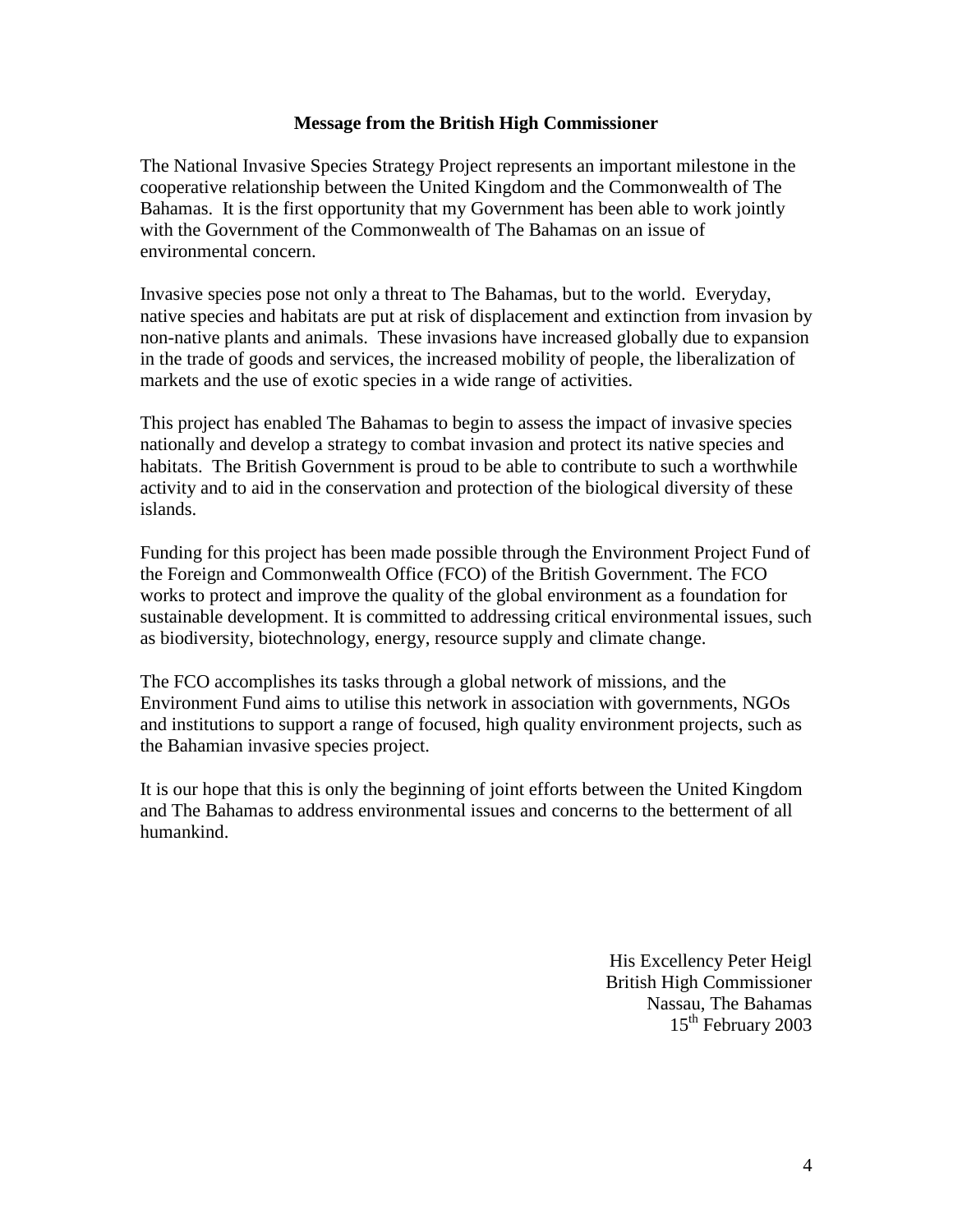## Message from the British High Commissioner

The National Invasive Species Strategy Project represents an important milestone in the cooperative relationship between the United Kingdom and the Commonwealth of The Bahamas. It is the first opportunity that my Government has been able to work jointly with the Government of the Commonwealth of The Bahamas on an issue of environmental concern.

Invasive species pose not only a threat to The Bahamas, but to the world. Everyday, native species and habitats are put at risk of displacement and extinction from invasion by non-native plants and animals. These invasions have increased globally due to expansion in the trade of goods and services, the increased mobility of people, the liberalization of markets and the use of exotic species in a wide range of activities.

This project has enabled The Bahamas to begin to assess the impact of invasive species nationally and develop a strategy to combat invasion and protect its native species and habitats. The British Government is proud to be able to contribute to such a worthwhile activity and to aid in the conservation and protection of the biological diversity of these islands.

Funding for this project has been made possible through the Environment Project Fund of the Foreign and Commonwealth Office (FCO) of the British Government. The FCO works to protect and improve the quality of the global environment as a foundation for sustainable development. It is committed to addressing critical environmental issues, such as biodiversity, biotechnology, energy, resource supply and climate change.

The FCO accomplishes its tasks through a global network of missions, and the Environment Fund aims to utilise this network in association with governments, NGOs and institutions to support a range of focused, high quality environment projects, such as the Bahamian invasive species project.

It is our hope that this is only the beginning of joint efforts between the United Kingdom and The Bahamas to address environmental issues and concerns to the betterment of all humankind.

His Excellency Peter Heigl
British High Commissioner
Nassau, The Bahamas
15th February 2003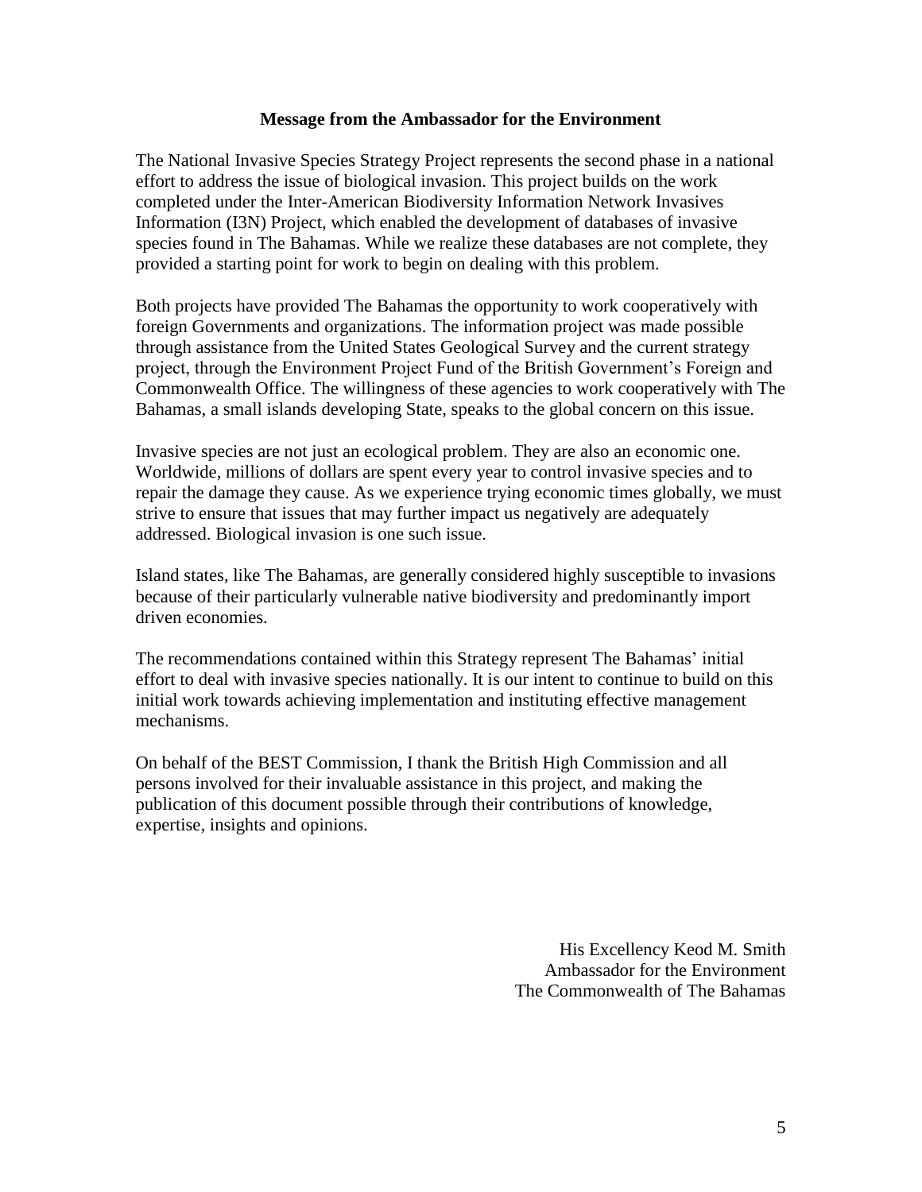## Message from the Ambassador for the Environment

The National Invasive Species Strategy Project represents the second phase in a national effort to address the issue of biological invasion. This project builds on the work completed under the Inter-American Biodiversity Information Network Invasives Information (I3N) Project, which enabled the development of databases of invasive species found in The Bahamas. While we realize these databases are not complete, they provided a starting point for work to begin on dealing with this problem.

Both projects have provided The Bahamas the opportunity to work cooperatively with foreign Governments and organizations. The information project was made possible through assistance from the United States Geological Survey and the current strategy project, through the Environment Project Fund of the British Government's Foreign and Commonwealth Office. The willingness of these agencies to work cooperatively with The Bahamas, a small islands developing State, speaks to the global concern on this issue.

Invasive species are not just an ecological problem. They are also an economic one. Worldwide, millions of dollars are spent every year to control invasive species and to repair the damage they cause. As we experience trying economic times globally, we must strive to ensure that issues that may further impact us negatively are adequately addressed. Biological invasion is one such issue.

Island states, like The Bahamas, are generally considered highly susceptible to invasions because of their particularly vulnerable native biodiversity and predominantly import driven economies.

The recommendations contained within this Strategy represent The Bahamas' initial effort to deal with invasive species nationally. It is our intent to continue to build on this initial work towards achieving implementation and instituting effective management mechanisms.

On behalf of the BEST Commission, I thank the British High Commission and all persons involved for their invaluable assistance in this project, and making the publication of this document possible through their contributions of knowledge, expertise, insights and opinions.

His Excellency Keod M. Smith
Ambassador for the Environment
The Commonwealth of The Bahamas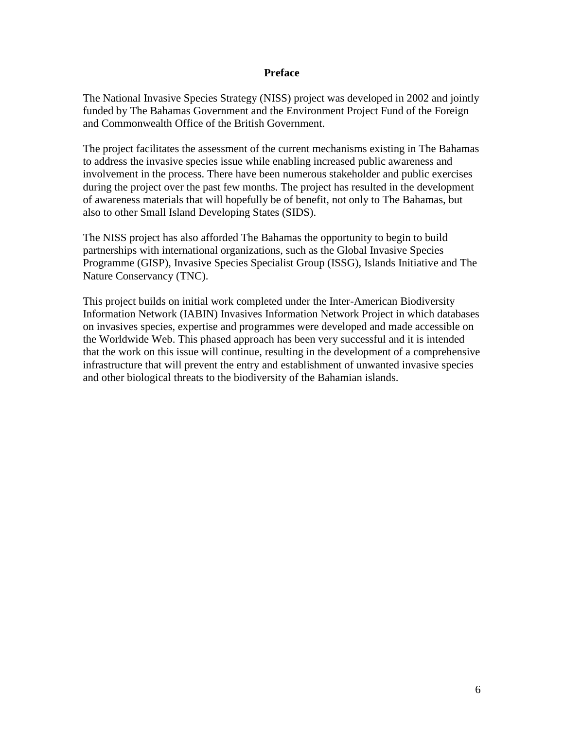# Preface

The National Invasive Species Strategy (NISS) project was developed in 2002 and jointly funded by The Bahamas Government and the Environment Project Fund of the Foreign and Commonwealth Office of the British Government.

The project facilitates the assessment of the current mechanisms existing in The Bahamas to address the invasive species issue while enabling increased public awareness and involvement in the process. There have been numerous stakeholder and public exercises during the project over the past few months. The project has resulted in the development of awareness materials that will hopefully be of benefit, not only to The Bahamas, but also to other Small Island Developing States (SIDS).

The NISS project has also afforded The Bahamas the opportunity to begin to build partnerships with international organizations, such as the Global Invasive Species Programme (GISP), Invasive Species Specialist Group (ISSG), Islands Initiative and The Nature Conservancy (TNC).

This project builds on initial work completed under the Inter-American Biodiversity Information Network (IABIN) Invasives Information Network Project in which databases on invasives species, expertise and programmes were developed and made accessible on the Worldwide Web. This phased approach has been very successful and it is intended that the work on this issue will continue, resulting in the development of a comprehensive infrastructure that will prevent the entry and establishment of unwanted invasive species and other biological threats to the biodiversity of the Bahamian islands.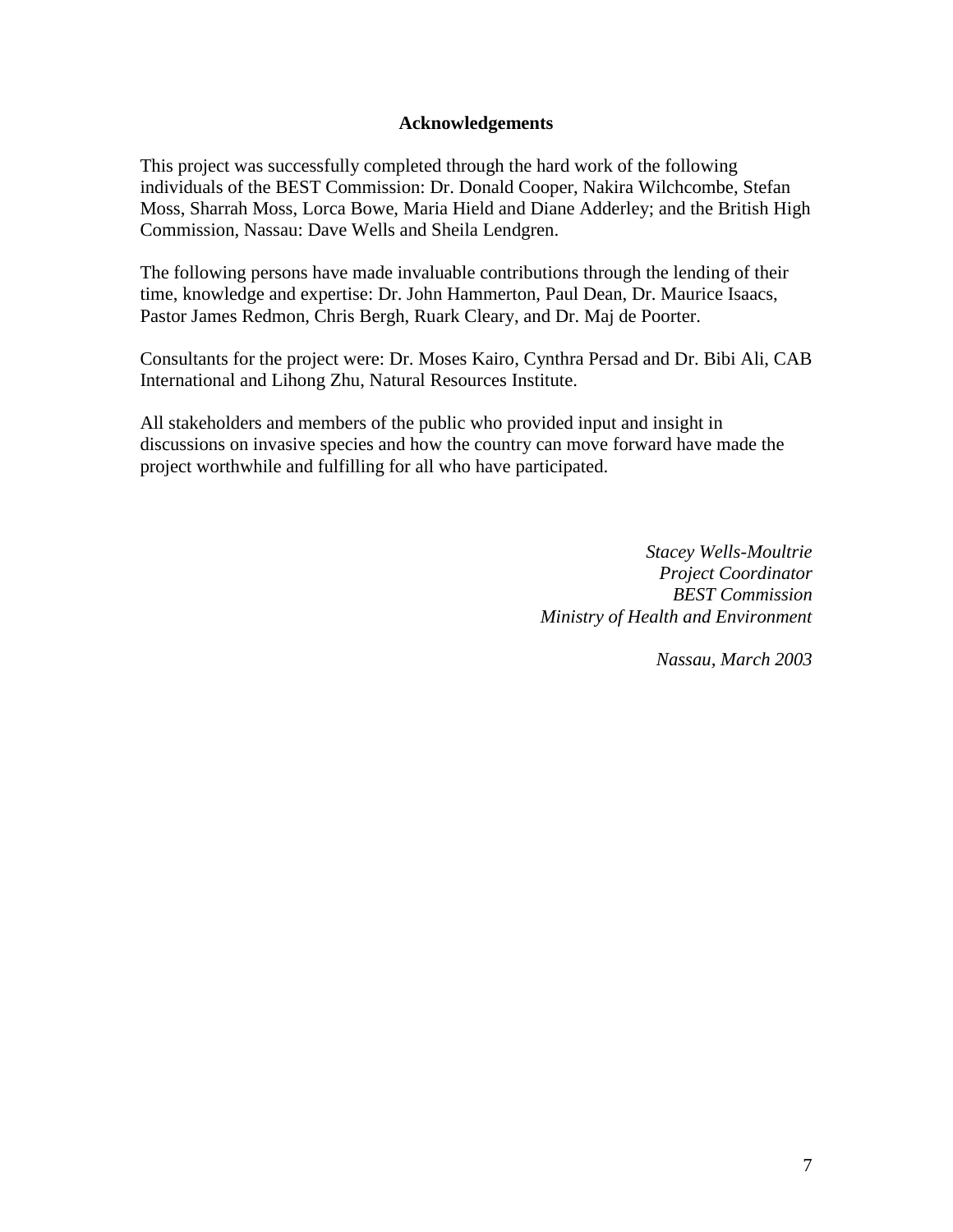## Acknowledgements

This project was successfully completed through the hard work of the following individuals of the BEST Commission: Dr. Donald Cooper, Nakira Wilchcombe, Stefan Moss, Sharrah Moss, Lorca Bowe, Maria Hield and Diane Adderley; and the British High Commission, Nassau: Dave Wells and Sheila Lendgren.

The following persons have made invaluable contributions through the lending of their time, knowledge and expertise: Dr. John Hammerton, Paul Dean, Dr. Maurice Isaacs, Pastor James Redmon, Chris Bergh, Ruark Cleary, and Dr. Maj de Poorter.

Consultants for the project were: Dr. Moses Kairo, Cynthra Persad and Dr. Bibi Ali, CAB International and Lihong Zhu, Natural Resources Institute.

All stakeholders and members of the public who provided input and insight in discussions on invasive species and how the country can move forward have made the project worthwhile and fulfilling for all who have participated.

*Stacey Wells-Moultrie*
*Project Coordinator*
*BEST Commission*
*Ministry of Health and Environment*

*Nassau, March 2003*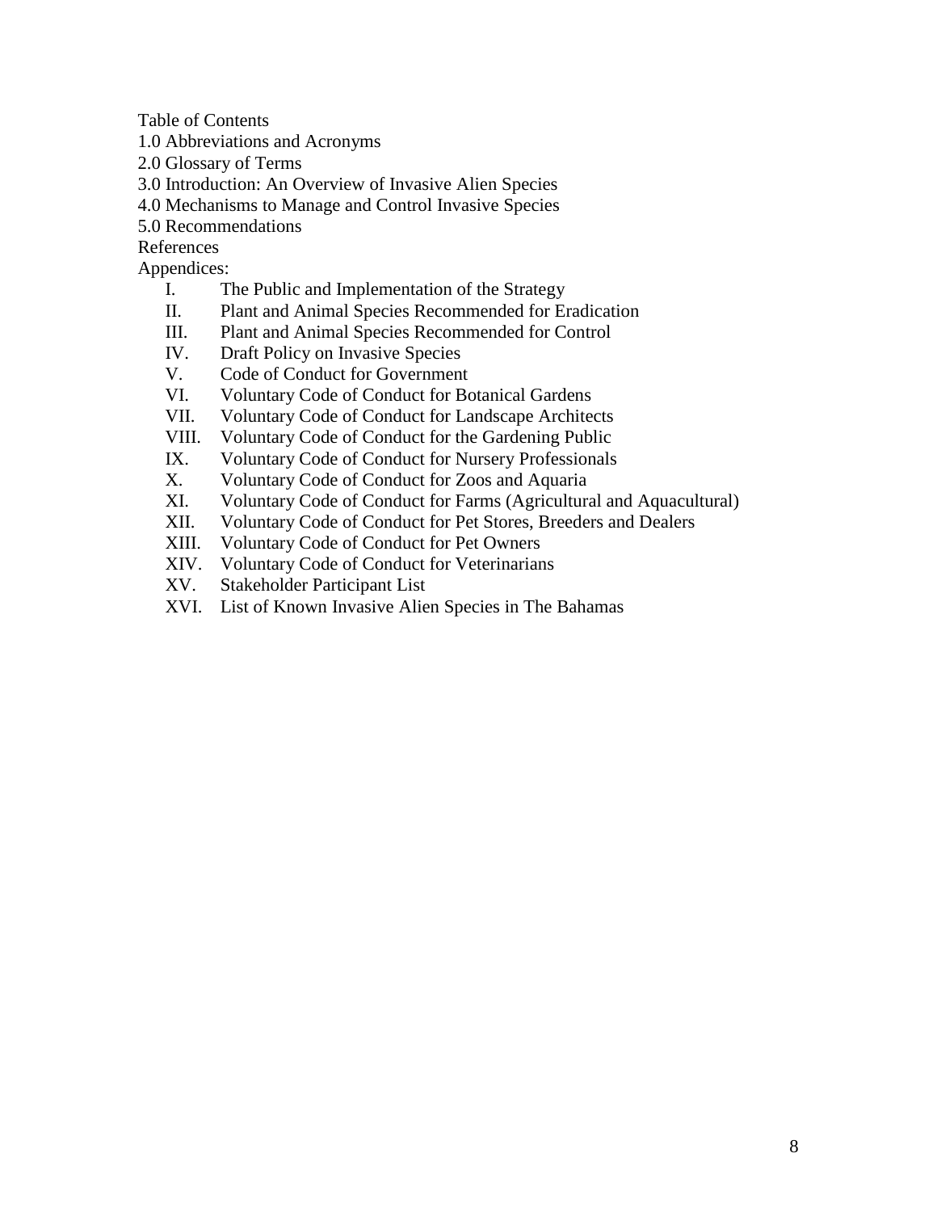Table of Contents

1.0 Abbreviations and Acronyms

2.0 Glossary of Terms

3.0 Introduction: An Overview of Invasive Alien Species

4.0 Mechanisms to Manage and Control Invasive Species

5.0 Recommendations

References

Appendices:

- I. The Public and Implementation of the Strategy
- II. Plant and Animal Species Recommended for Eradication
- III. Plant and Animal Species Recommended for Control
- IV. Draft Policy on Invasive Species
- V. Code of Conduct for Government
- VI. Voluntary Code of Conduct for Botanical Gardens
- VII. Voluntary Code of Conduct for Landscape Architects
- VIII. Voluntary Code of Conduct for the Gardening Public
- IX. Voluntary Code of Conduct for Nursery Professionals
- X. Voluntary Code of Conduct for Zoos and Aquaria
- XI. Voluntary Code of Conduct for Farms (Agricultural and Aquacultural)
- XII. Voluntary Code of Conduct for Pet Stores, Breeders and Dealers
- XIII. Voluntary Code of Conduct for Pet Owners
- XIV. Voluntary Code of Conduct for Veterinarians
- XV. Stakeholder Participant List
- XVI. List of Known Invasive Alien Species in The Bahamas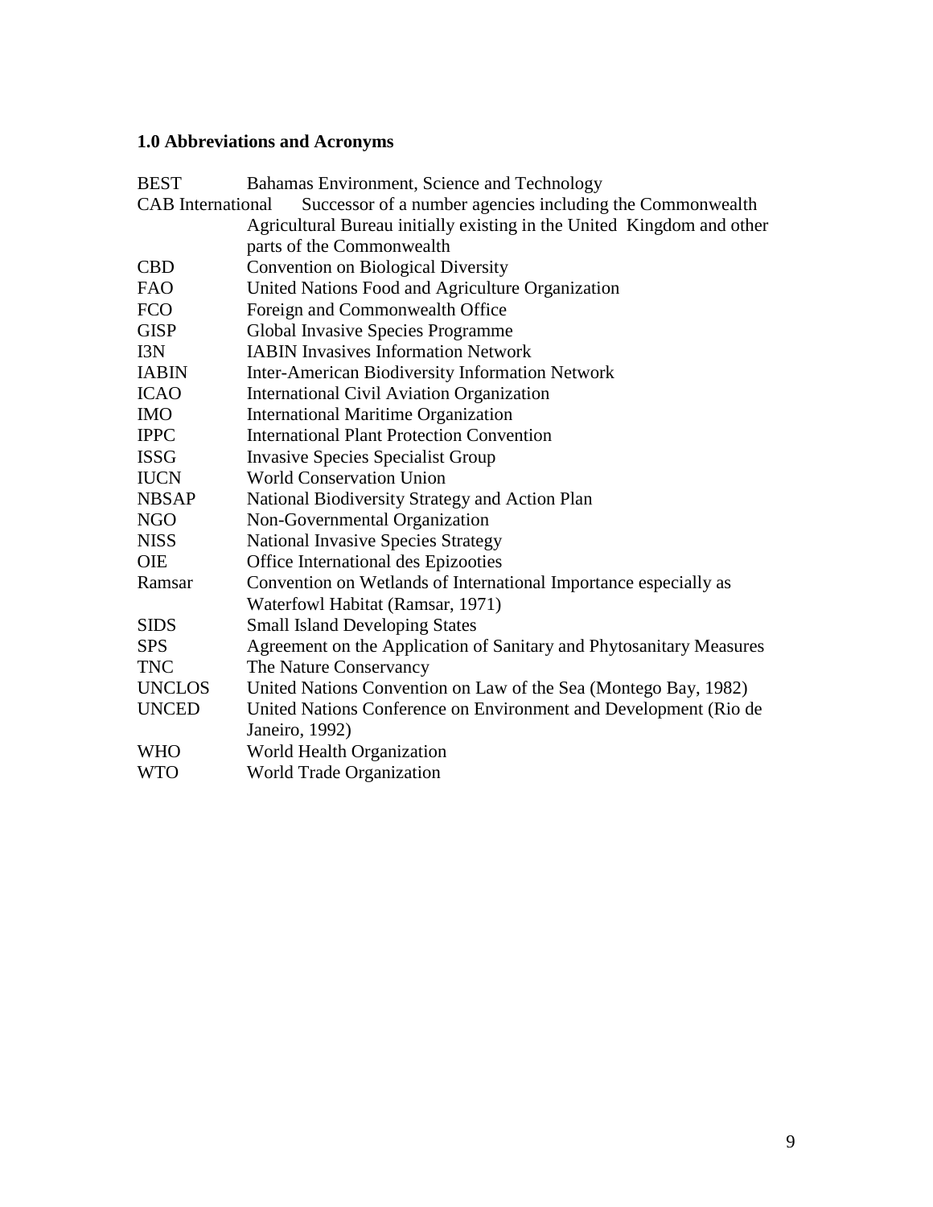### 1.0 Abbreviations and Acronyms

| | |
|---|---|
| BEST | Bahamas Environment, Science and Technology |
| CAB International | Successor of a number agencies including the Commonwealth Agricultural Bureau initially existing in the United Kingdom and other parts of the Commonwealth |
| CBD | Convention on Biological Diversity |
| FAO | United Nations Food and Agriculture Organization |
| FCO | Foreign and Commonwealth Office |
| GISP | Global Invasive Species Programme |
| I3N | IABIN Invasives Information Network |
| IABIN | Inter-American Biodiversity Information Network |
| ICAO | International Civil Aviation Organization |
| IMO | International Maritime Organization |
| IPPC | International Plant Protection Convention |
| ISSG | Invasive Species Specialist Group |
| IUCN | World Conservation Union |
| NBSAP | National Biodiversity Strategy and Action Plan |
| NGO | Non-Governmental Organization |
| NISS | National Invasive Species Strategy |
| OIE | Office International des Epizooties |
| Ramsar | Convention on Wetlands of International Importance especially as Waterfowl Habitat (Ramsar, 1971) |
| SIDS | Small Island Developing States |
| SPS | Agreement on the Application of Sanitary and Phytosanitary Measures |
| TNC | The Nature Conservancy |
| UNCLOS | United Nations Convention on Law of the Sea (Montego Bay, 1982) |
| UNCED | United Nations Conference on Environment and Development (Rio de Janeiro, 1992) |
| WHO | World Health Organization |
| WTO | World Trade Organization |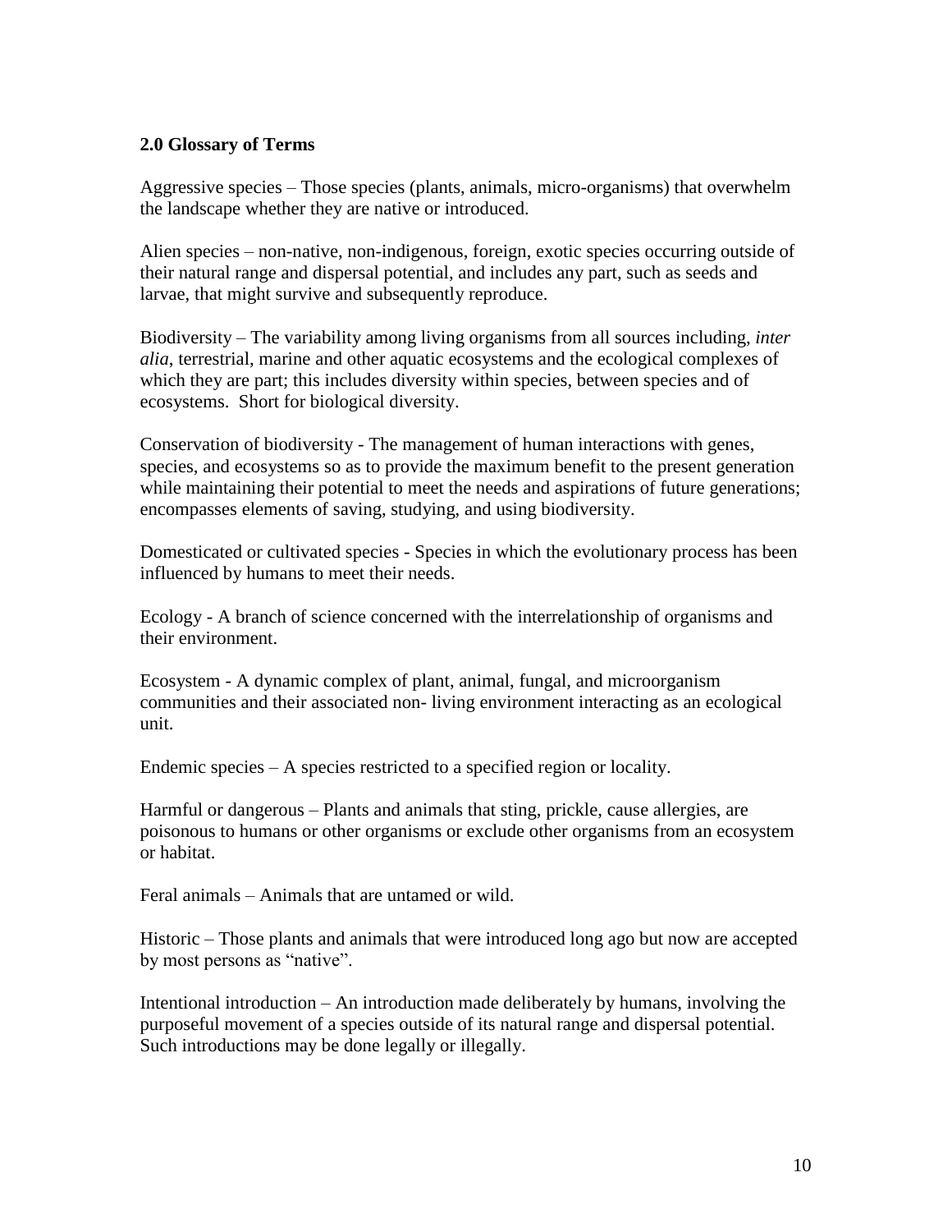## 2.0 Glossary of Terms

Aggressive species – Those species (plants, animals, micro-organisms) that overwhelm the landscape whether they are native or introduced.

Alien species – non-native, non-indigenous, foreign, exotic species occurring outside of their natural range and dispersal potential, and includes any part, such as seeds and larvae, that might survive and subsequently reproduce.

Biodiversity – The variability among living organisms from all sources including, *inter alia*, terrestrial, marine and other aquatic ecosystems and the ecological complexes of which they are part; this includes diversity within species, between species and of ecosystems. Short for biological diversity.

Conservation of biodiversity - The management of human interactions with genes, species, and ecosystems so as to provide the maximum benefit to the present generation while maintaining their potential to meet the needs and aspirations of future generations; encompasses elements of saving, studying, and using biodiversity.

Domesticated or cultivated species - Species in which the evolutionary process has been influenced by humans to meet their needs.

Ecology - A branch of science concerned with the interrelationship of organisms and their environment.

Ecosystem - A dynamic complex of plant, animal, fungal, and microorganism communities and their associated non- living environment interacting as an ecological unit.

Endemic species – A species restricted to a specified region or locality.

Harmful or dangerous – Plants and animals that sting, prickle, cause allergies, are poisonous to humans or other organisms or exclude other organisms from an ecosystem or habitat.

Feral animals – Animals that are untamed or wild.

Historic – Those plants and animals that were introduced long ago but now are accepted by most persons as "native".

Intentional introduction – An introduction made deliberately by humans, involving the purposeful movement of a species outside of its natural range and dispersal potential. Such introductions may be done legally or illegally.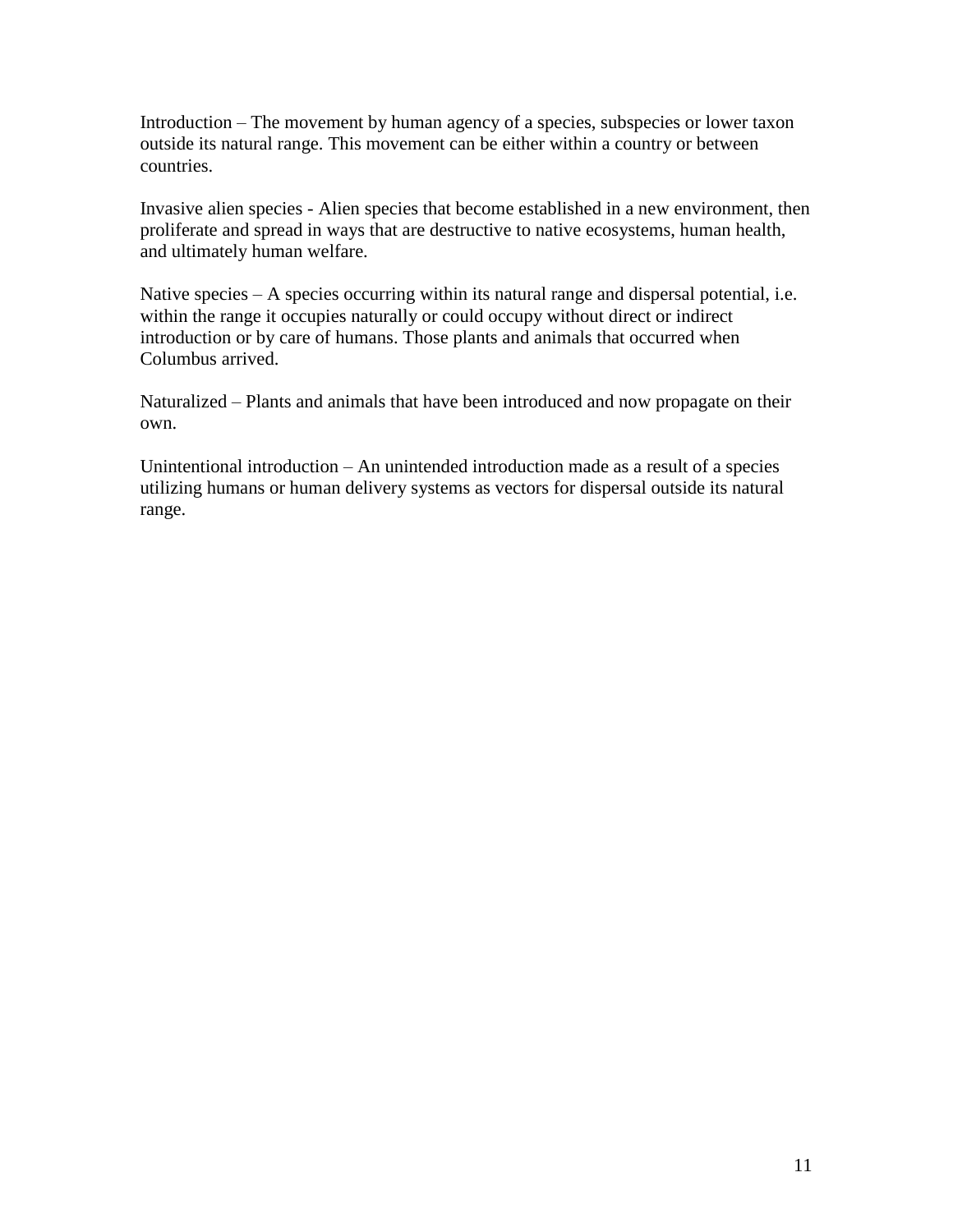Introduction – The movement by human agency of a species, subspecies or lower taxon outside its natural range. This movement can be either within a country or between countries.

Invasive alien species - Alien species that become established in a new environment, then proliferate and spread in ways that are destructive to native ecosystems, human health, and ultimately human welfare.

Native species – A species occurring within its natural range and dispersal potential, i.e. within the range it occupies naturally or could occupy without direct or indirect introduction or by care of humans. Those plants and animals that occurred when Columbus arrived.

Naturalized – Plants and animals that have been introduced and now propagate on their own.

Unintentional introduction – An unintended introduction made as a result of a species utilizing humans or human delivery systems as vectors for dispersal outside its natural range.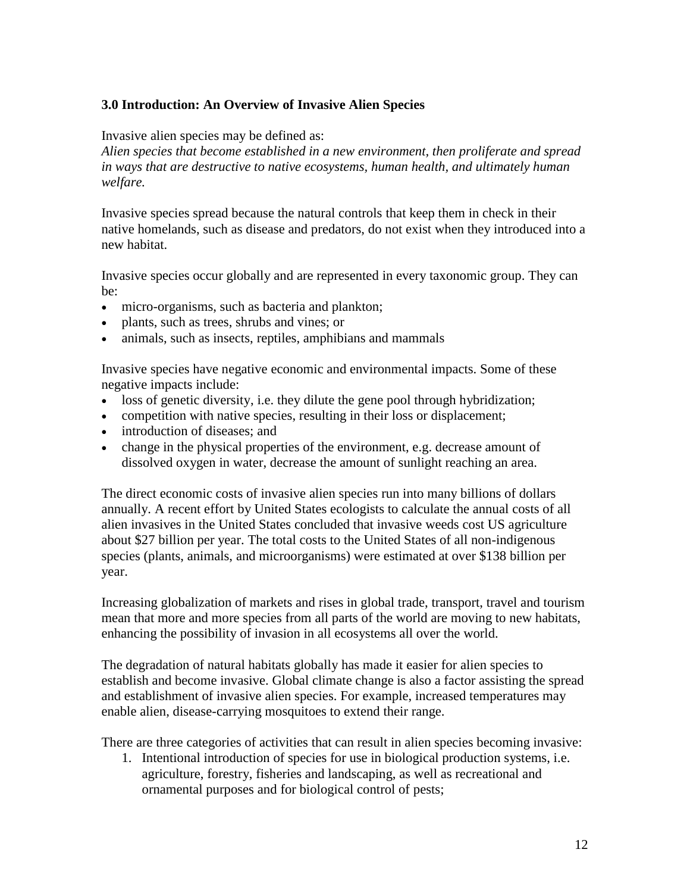### 3.0 Introduction: An Overview of Invasive Alien Species

Invasive alien species may be defined as:
*Alien species that become established in a new environment, then proliferate and spread in ways that are destructive to native ecosystems, human health, and ultimately human welfare.*

Invasive species spread because the natural controls that keep them in check in their native homelands, such as disease and predators, do not exist when they introduced into a new habitat.

Invasive species occur globally and are represented in every taxonomic group. They can be:

- micro-organisms, such as bacteria and plankton;
- plants, such as trees, shrubs and vines; or
- animals, such as insects, reptiles, amphibians and mammals

Invasive species have negative economic and environmental impacts. Some of these negative impacts include:

- loss of genetic diversity, i.e. they dilute the gene pool through hybridization;
- competition with native species, resulting in their loss or displacement;
- introduction of diseases; and
- change in the physical properties of the environment, e.g. decrease amount of dissolved oxygen in water, decrease the amount of sunlight reaching an area.

The direct economic costs of invasive alien species run into many billions of dollars annually. A recent effort by United States ecologists to calculate the annual costs of all alien invasives in the United States concluded that invasive weeds cost US agriculture about $27 billion per year. The total costs to the United States of all non-indigenous species (plants, animals, and microorganisms) were estimated at over $138 billion per year.

Increasing globalization of markets and rises in global trade, transport, travel and tourism mean that more and more species from all parts of the world are moving to new habitats, enhancing the possibility of invasion in all ecosystems all over the world.

The degradation of natural habitats globally has made it easier for alien species to establish and become invasive. Global climate change is also a factor assisting the spread and establishment of invasive alien species. For example, increased temperatures may enable alien, disease-carrying mosquitoes to extend their range.

There are three categories of activities that can result in alien species becoming invasive:

1. Intentional introduction of species for use in biological production systems, i.e. agriculture, forestry, fisheries and landscaping, as well as recreational and ornamental purposes and for biological control of pests;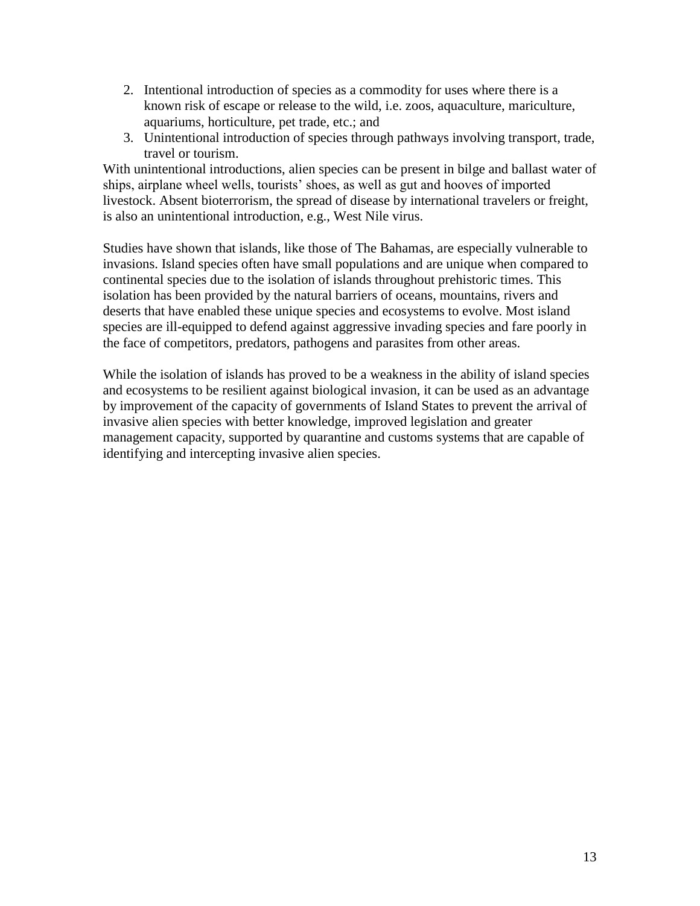2. Intentional introduction of species as a commodity for uses where there is a known risk of escape or release to the wild, i.e. zoos, aquaculture, mariculture, aquariums, horticulture, pet trade, etc.; and
3. Unintentional introduction of species through pathways involving transport, trade, travel or tourism.

With unintentional introductions, alien species can be present in bilge and ballast water of ships, airplane wheel wells, tourists' shoes, as well as gut and hooves of imported livestock. Absent bioterrorism, the spread of disease by international travelers or freight, is also an unintentional introduction, e.g., West Nile virus.

Studies have shown that islands, like those of The Bahamas, are especially vulnerable to invasions. Island species often have small populations and are unique when compared to continental species due to the isolation of islands throughout prehistoric times. This isolation has been provided by the natural barriers of oceans, mountains, rivers and deserts that have enabled these unique species and ecosystems to evolve. Most island species are ill-equipped to defend against aggressive invading species and fare poorly in the face of competitors, predators, pathogens and parasites from other areas.

While the isolation of islands has proved to be a weakness in the ability of island species and ecosystems to be resilient against biological invasion, it can be used as an advantage by improvement of the capacity of governments of Island States to prevent the arrival of invasive alien species with better knowledge, improved legislation and greater management capacity, supported by quarantine and customs systems that are capable of identifying and intercepting invasive alien species.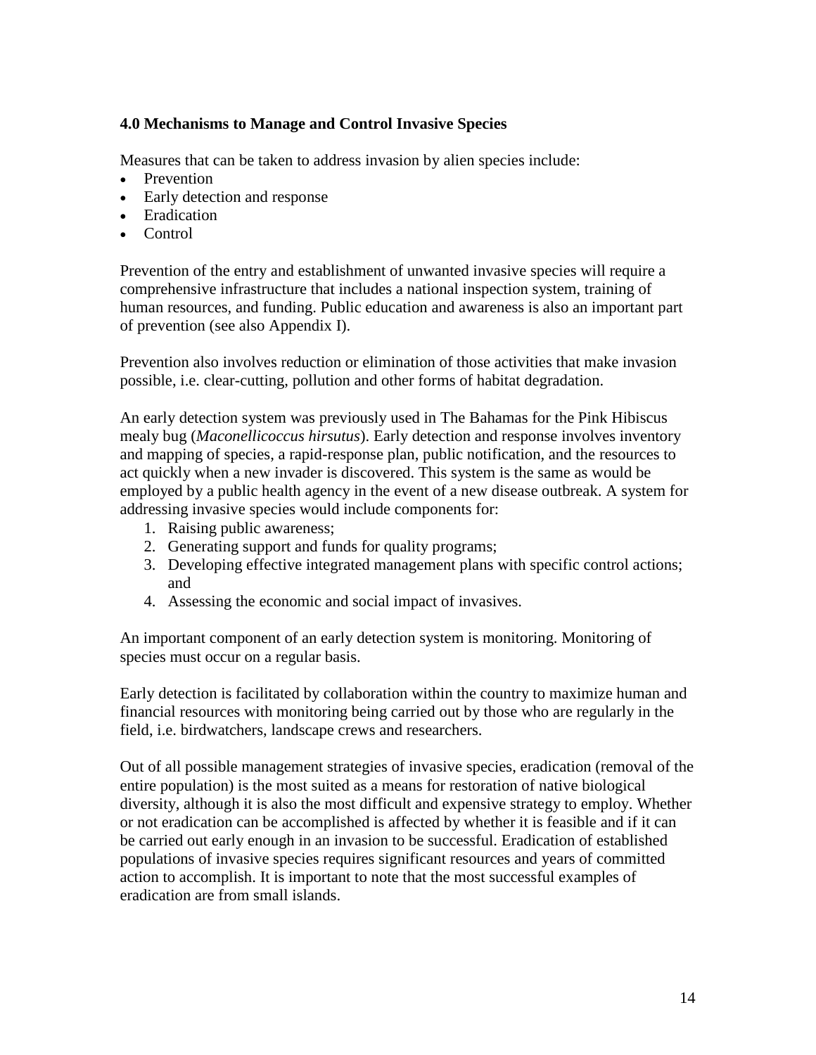### 4.0 Mechanisms to Manage and Control Invasive Species

Measures that can be taken to address invasion by alien species include:

- Prevention
- Early detection and response
- Eradication
- Control

Prevention of the entry and establishment of unwanted invasive species will require a comprehensive infrastructure that includes a national inspection system, training of human resources, and funding. Public education and awareness is also an important part of prevention (see also Appendix I).

Prevention also involves reduction or elimination of those activities that make invasion possible, i.e. clear-cutting, pollution and other forms of habitat degradation.

An early detection system was previously used in The Bahamas for the Pink Hibiscus mealy bug (*Maconellicoccus hirsutus*). Early detection and response involves inventory and mapping of species, a rapid-response plan, public notification, and the resources to act quickly when a new invader is discovered. This system is the same as would be employed by a public health agency in the event of a new disease outbreak. A system for addressing invasive species would include components for:

1. Raising public awareness;
2. Generating support and funds for quality programs;
3. Developing effective integrated management plans with specific control actions; and
4. Assessing the economic and social impact of invasives.

An important component of an early detection system is monitoring. Monitoring of species must occur on a regular basis.

Early detection is facilitated by collaboration within the country to maximize human and financial resources with monitoring being carried out by those who are regularly in the field, i.e. birdwatchers, landscape crews and researchers.

Out of all possible management strategies of invasive species, eradication (removal of the entire population) is the most suited as a means for restoration of native biological diversity, although it is also the most difficult and expensive strategy to employ. Whether or not eradication can be accomplished is affected by whether it is feasible and if it can be carried out early enough in an invasion to be successful. Eradication of established populations of invasive species requires significant resources and years of committed action to accomplish. It is important to note that the most successful examples of eradication are from small islands.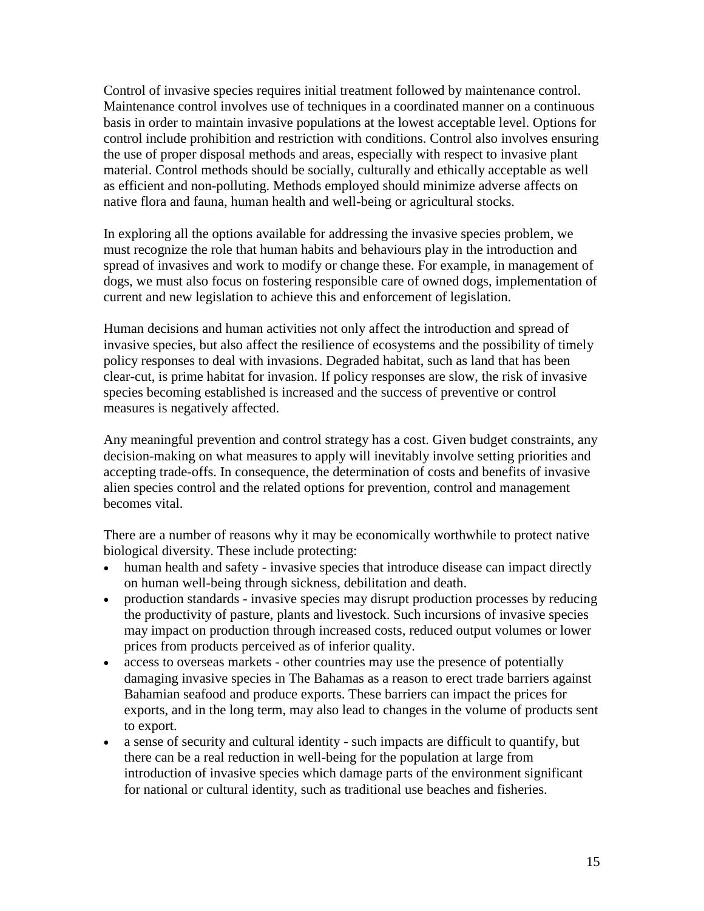Control of invasive species requires initial treatment followed by maintenance control. Maintenance control involves use of techniques in a coordinated manner on a continuous basis in order to maintain invasive populations at the lowest acceptable level. Options for control include prohibition and restriction with conditions. Control also involves ensuring the use of proper disposal methods and areas, especially with respect to invasive plant material. Control methods should be socially, culturally and ethically acceptable as well as efficient and non-polluting. Methods employed should minimize adverse affects on native flora and fauna, human health and well-being or agricultural stocks.

In exploring all the options available for addressing the invasive species problem, we must recognize the role that human habits and behaviours play in the introduction and spread of invasives and work to modify or change these. For example, in management of dogs, we must also focus on fostering responsible care of owned dogs, implementation of current and new legislation to achieve this and enforcement of legislation.

Human decisions and human activities not only affect the introduction and spread of invasive species, but also affect the resilience of ecosystems and the possibility of timely policy responses to deal with invasions. Degraded habitat, such as land that has been clear-cut, is prime habitat for invasion. If policy responses are slow, the risk of invasive species becoming established is increased and the success of preventive or control measures is negatively affected.

Any meaningful prevention and control strategy has a cost. Given budget constraints, any decision-making on what measures to apply will inevitably involve setting priorities and accepting trade-offs. In consequence, the determination of costs and benefits of invasive alien species control and the related options for prevention, control and management becomes vital.

There are a number of reasons why it may be economically worthwhile to protect native biological diversity. These include protecting:

- human health and safety - invasive species that introduce disease can impact directly on human well-being through sickness, debilitation and death.
- production standards - invasive species may disrupt production processes by reducing the productivity of pasture, plants and livestock. Such incursions of invasive species may impact on production through increased costs, reduced output volumes or lower prices from products perceived as of inferior quality.
- access to overseas markets - other countries may use the presence of potentially damaging invasive species in The Bahamas as a reason to erect trade barriers against Bahamian seafood and produce exports. These barriers can impact the prices for exports, and in the long term, may also lead to changes in the volume of products sent to export.
- a sense of security and cultural identity - such impacts are difficult to quantify, but there can be a real reduction in well-being for the population at large from introduction of invasive species which damage parts of the environment significant for national or cultural identity, such as traditional use beaches and fisheries.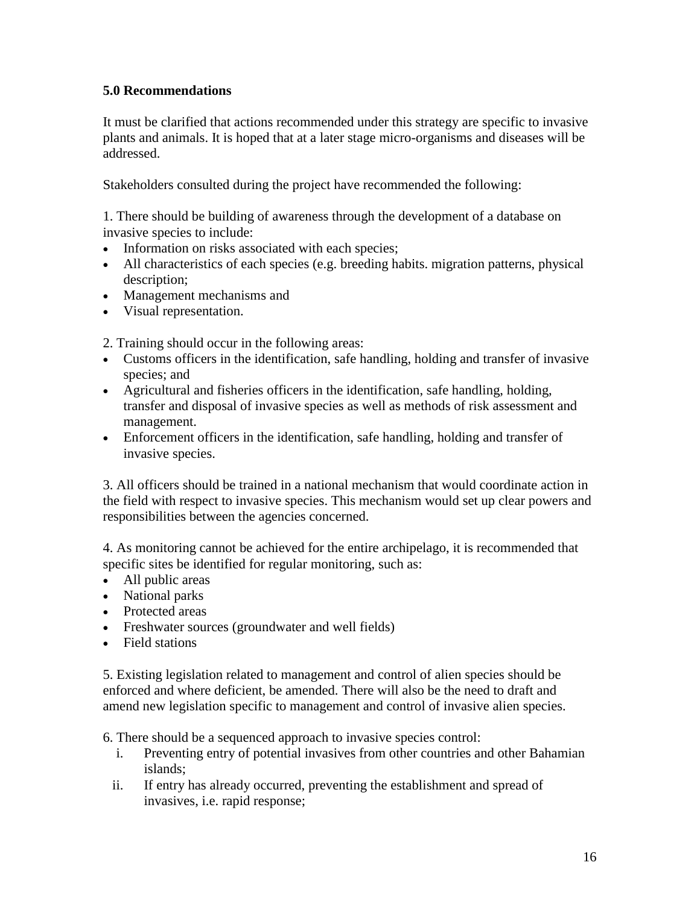## 5.0 Recommendations

It must be clarified that actions recommended under this strategy are specific to invasive plants and animals. It is hoped that at a later stage micro-organisms and diseases will be addressed.

Stakeholders consulted during the project have recommended the following:

1. There should be building of awareness through the development of a database on invasive species to include:

- Information on risks associated with each species;
- All characteristics of each species (e.g. breeding habits. migration patterns, physical description;
- Management mechanisms and
- Visual representation.

2. Training should occur in the following areas:

- Customs officers in the identification, safe handling, holding and transfer of invasive species; and
- Agricultural and fisheries officers in the identification, safe handling, holding, transfer and disposal of invasive species as well as methods of risk assessment and management.
- Enforcement officers in the identification, safe handling, holding and transfer of invasive species.

3. All officers should be trained in a national mechanism that would coordinate action in the field with respect to invasive species. This mechanism would set up clear powers and responsibilities between the agencies concerned.

4. As monitoring cannot be achieved for the entire archipelago, it is recommended that specific sites be identified for regular monitoring, such as:

- All public areas
- National parks
- Protected areas
- Freshwater sources (groundwater and well fields)
- Field stations

5. Existing legislation related to management and control of alien species should be enforced and where deficient, be amended. There will also be the need to draft and amend new legislation specific to management and control of invasive alien species.

6. There should be a sequenced approach to invasive species control:

   i. Preventing entry of potential invasives from other countries and other Bahamian islands;
   ii. If entry has already occurred, preventing the establishment and spread of invasives, i.e. rapid response;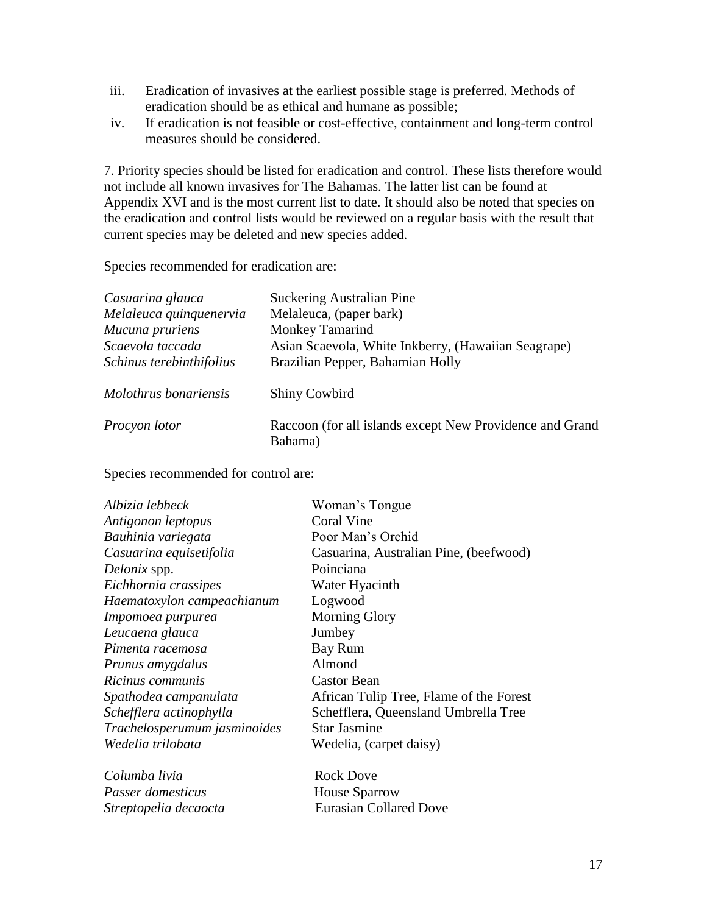iii. Eradication of invasives at the earliest possible stage is preferred. Methods of eradication should be as ethical and humane as possible;

iv. If eradication is not feasible or cost-effective, containment and long-term control measures should be considered.

7. Priority species should be listed for eradication and control. These lists therefore would not include all known invasives for The Bahamas. The latter list can be found at Appendix XVI and is the most current list to date. It should also be noted that species on the eradication and control lists would be reviewed on a regular basis with the result that current species may be deleted and new species added.

Species recommended for eradication are:

| | |
|---|---|
| *Casuarina glauca* | Suckering Australian Pine |
| *Melaleuca quinquenervia* | Melaleuca, (paper bark) |
| *Mucuna pruriens* | Monkey Tamarind |
| *Scaevola taccada* | Asian Scaevola, White Inkberry, (Hawaiian Seagrape) |
| *Schinus terebinthifolius* | Brazilian Pepper, Bahamian Holly |
| *Molothrus bonariensis* | Shiny Cowbird |
| *Procyon lotor* | Raccoon (for all islands except New Providence and Grand Bahama) |

Species recommended for control are:

| | |
|---|---|
| *Albizia lebbeck* | Woman's Tongue |
| *Antigonon leptopus* | Coral Vine |
| *Bauhinia variegata* | Poor Man's Orchid |
| *Casuarina equisetifolia* | Casuarina, Australian Pine, (beefwood) |
| *Delonix* spp. | Poinciana |
| *Eichhornia crassipes* | Water Hyacinth |
| *Haematoxylon campeachianum* | Logwood |
| *Impomoea purpurea* | Morning Glory |
| *Leucaena glauca* | Jumbey |
| *Pimenta racemosa* | Bay Rum |
| *Prunus amygdalus* | Almond |
| *Ricinus communis* | Castor Bean |
| *Spathodea campanulata* | African Tulip Tree, Flame of the Forest |
| *Schefflera actinophylla* | Schefflera, Queensland Umbrella Tree |
| *Trachelosperumum jasminoides* | Star Jasmine |
| *Wedelia trilobata* | Wedelia, (carpet daisy) |
| *Columba livia* | Rock Dove |
| *Passer domesticus* | House Sparrow |
| *Streptopelia decaocta* | Eurasian Collared Dove |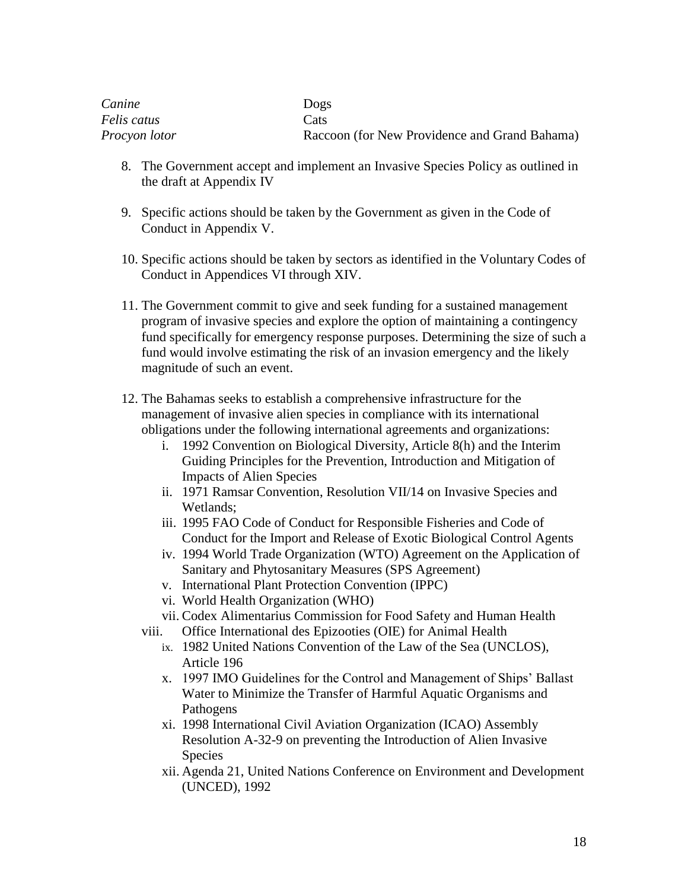| | |
|---|---|
| *Canine* | Dogs |
| *Felis catus* | Cats |
| *Procyon lotor* | Raccoon (for New Providence and Grand Bahama) |

8. The Government accept and implement an Invasive Species Policy as outlined in the draft at Appendix IV

9. Specific actions should be taken by the Government as given in the Code of Conduct in Appendix V.

10. Specific actions should be taken by sectors as identified in the Voluntary Codes of Conduct in Appendices VI through XIV.

11. The Government commit to give and seek funding for a sustained management program of invasive species and explore the option of maintaining a contingency fund specifically for emergency response purposes. Determining the size of such a fund would involve estimating the risk of an invasion emergency and the likely magnitude of such an event.

12. The Bahamas seeks to establish a comprehensive infrastructure for the management of invasive alien species in compliance with its international obligations under the following international agreements and organizations:
    - i. 1992 Convention on Biological Diversity, Article 8(h) and the Interim Guiding Principles for the Prevention, Introduction and Mitigation of Impacts of Alien Species
    - ii. 1971 Ramsar Convention, Resolution VII/14 on Invasive Species and Wetlands;
    - iii. 1995 FAO Code of Conduct for Responsible Fisheries and Code of Conduct for the Import and Release of Exotic Biological Control Agents
    - iv. 1994 World Trade Organization (WTO) Agreement on the Application of Sanitary and Phytosanitary Measures (SPS Agreement)
    - v. International Plant Protection Convention (IPPC)
    - vi. World Health Organization (WHO)
    - vii. Codex Alimentarius Commission for Food Safety and Human Health
    - viii. Office International des Epizooties (OIE) for Animal Health
    - ix. 1982 United Nations Convention of the Law of the Sea (UNCLOS), Article 196
    - x. 1997 IMO Guidelines for the Control and Management of Ships' Ballast Water to Minimize the Transfer of Harmful Aquatic Organisms and Pathogens
    - xi. 1998 International Civil Aviation Organization (ICAO) Assembly Resolution A-32-9 on preventing the Introduction of Alien Invasive Species
    - xii. Agenda 21, United Nations Conference on Environment and Development (UNCED), 1992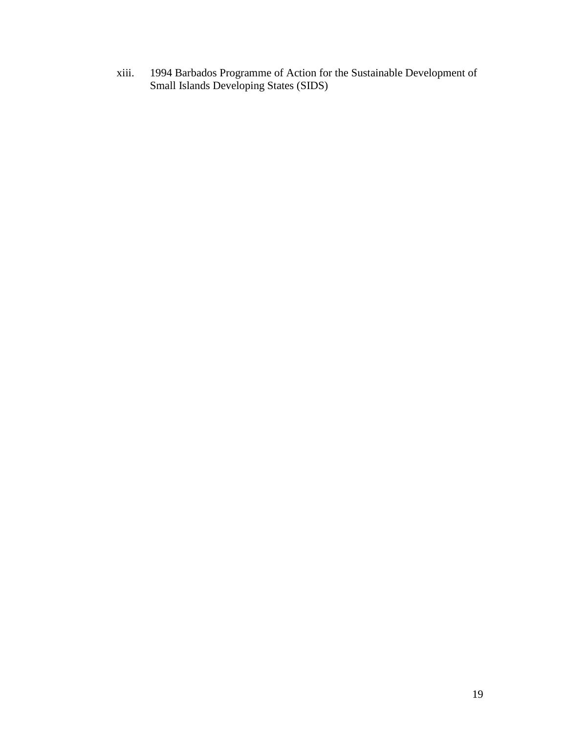xiii. 1994 Barbados Programme of Action for the Sustainable Development of Small Islands Developing States (SIDS)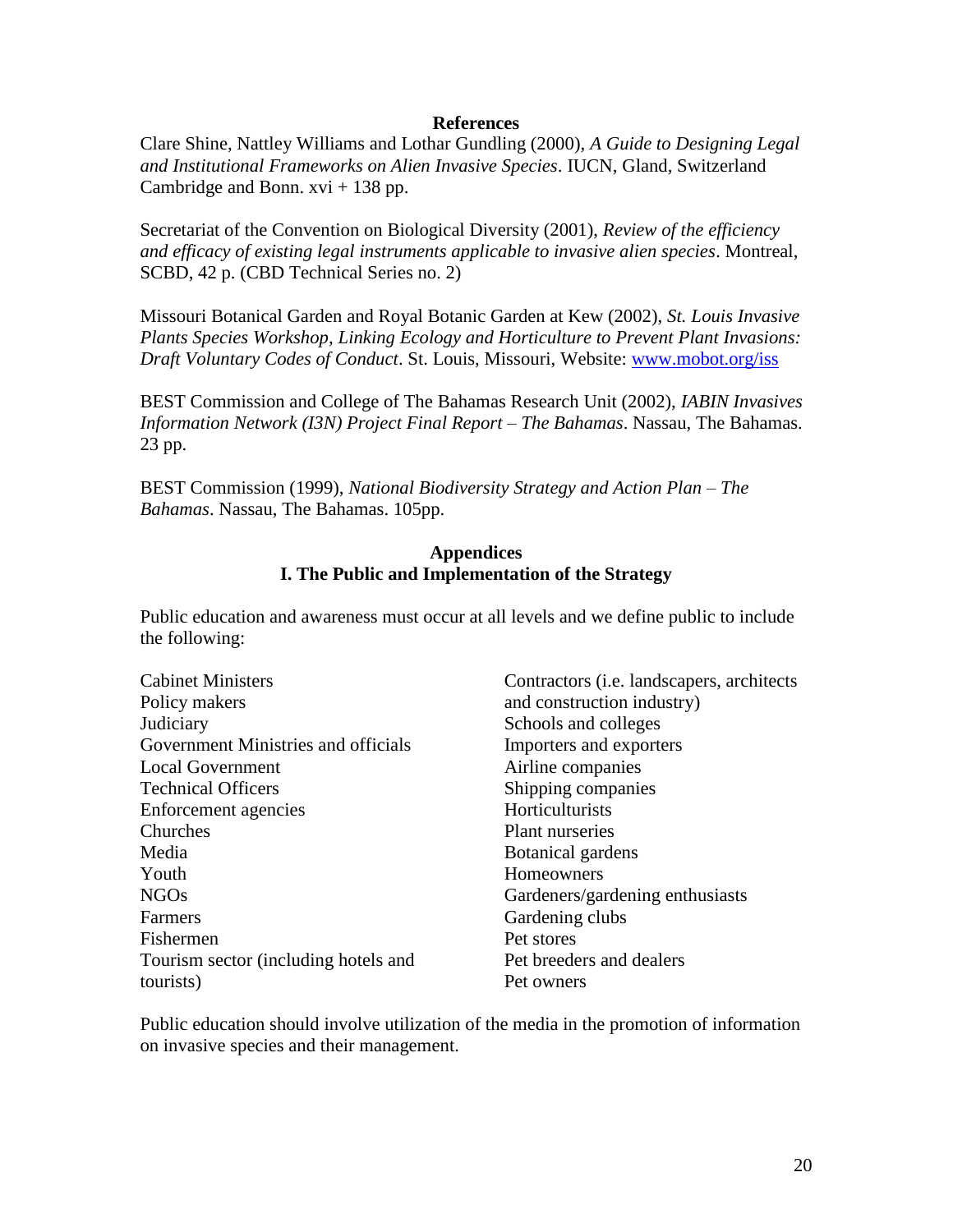## References

Clare Shine, Nattley Williams and Lothar Gundling (2000), *A Guide to Designing Legal and Institutional Frameworks on Alien Invasive Species*. IUCN, Gland, Switzerland Cambridge and Bonn. xvi + 138 pp.

Secretariat of the Convention on Biological Diversity (2001), *Review of the efficiency and efficacy of existing legal instruments applicable to invasive alien species*. Montreal, SCBD, 42 p. (CBD Technical Series no. 2)

Missouri Botanical Garden and Royal Botanic Garden at Kew (2002), *St. Louis Invasive Plants Species Workshop, Linking Ecology and Horticulture to Prevent Plant Invasions: Draft Voluntary Codes of Conduct*. St. Louis, Missouri, Website: www.mobot.org/iss

BEST Commission and College of The Bahamas Research Unit (2002), *IABIN Invasives Information Network (I3N) Project Final Report – The Bahamas*. Nassau, The Bahamas. 23 pp.

BEST Commission (1999), *National Biodiversity Strategy and Action Plan – The Bahamas*. Nassau, The Bahamas. 105pp.

## Appendices

### I. The Public and Implementation of the Strategy

Public education and awareness must occur at all levels and we define public to include the following:

- Cabinet Ministers
- Policy makers
- Judiciary
- Government Ministries and officials
- Local Government
- Technical Officers
- Enforcement agencies
- Churches
- Media
- Youth
- NGOs
- Farmers
- Fishermen
- Tourism sector (including hotels and tourists)
- Contractors (i.e. landscapers, architects and construction industry)
- Schools and colleges
- Importers and exporters
- Airline companies
- Shipping companies
- Horticulturists
- Plant nurseries
- Botanical gardens
- Homeowners
- Gardeners/gardening enthusiasts
- Gardening clubs
- Pet stores
- Pet breeders and dealers
- Pet owners

Public education should involve utilization of the media in the promotion of information on invasive species and their management.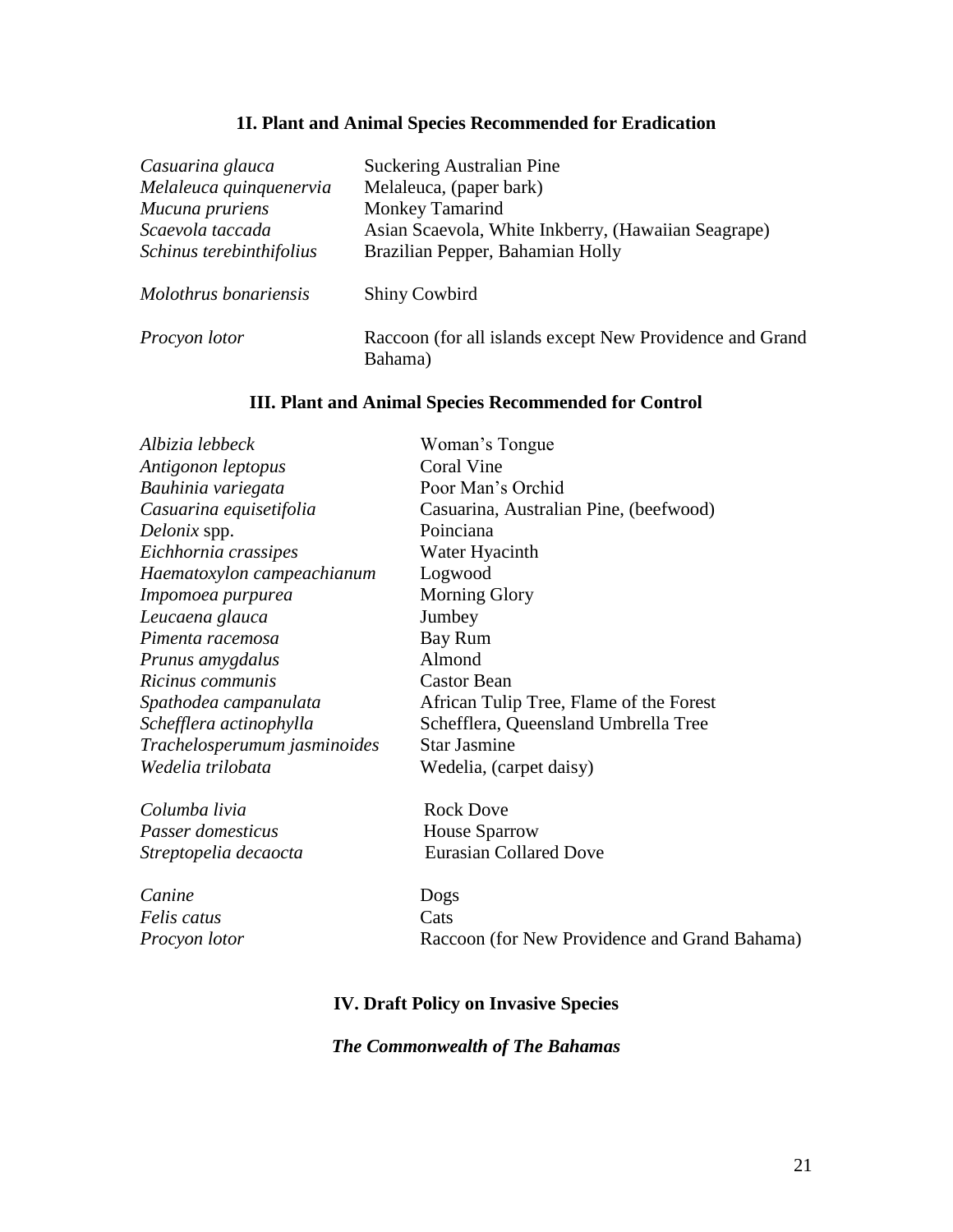## 1I. Plant and Animal Species Recommended for Eradication

| | |
|---|---|
| *Casuarina glauca* | Suckering Australian Pine |
| *Melaleuca quinquenervia* | Melaleuca, (paper bark) |
| *Mucuna pruriens* | Monkey Tamarind |
| *Scaevola taccada* | Asian Scaevola, White Inkberry, (Hawaiian Seagrape) |
| *Schinus terebinthifolius* | Brazilian Pepper, Bahamian Holly |
| *Molothrus bonariensis* | Shiny Cowbird |
| *Procyon lotor* | Raccoon (for all islands except New Providence and Grand Bahama) |

## III. Plant and Animal Species Recommended for Control

| | |
|---|---|
| *Albizia lebbeck* | Woman's Tongue |
| *Antigonon leptopus* | Coral Vine |
| *Bauhinia variegata* | Poor Man's Orchid |
| *Casuarina equisetifolia* | Casuarina, Australian Pine, (beefwood) |
| *Delonix* spp. | Poinciana |
| *Eichhornia crassipes* | Water Hyacinth |
| *Haematoxylon campeachianum* | Logwood |
| *Impomoea purpurea* | Morning Glory |
| *Leucaena glauca* | Jumbey |
| *Pimenta racemosa* | Bay Rum |
| *Prunus amygdalus* | Almond |
| *Ricinus communis* | Castor Bean |
| *Spathodea campanulata* | African Tulip Tree, Flame of the Forest |
| *Schefflera actinophylla* | Schefflera, Queensland Umbrella Tree |
| *Trachelosperumum jasminoides* | Star Jasmine |
| *Wedelia trilobata* | Wedelia, (carpet daisy) |
| *Columba livia* | Rock Dove |
| *Passer domesticus* | House Sparrow |
| *Streptopelia decaocta* | Eurasian Collared Dove |
| *Canine* | Dogs |
| *Felis catus* | Cats |
| *Procyon lotor* | Raccoon (for New Providence and Grand Bahama) |

## IV. Draft Policy on Invasive Species

***The Commonwealth of The Bahamas***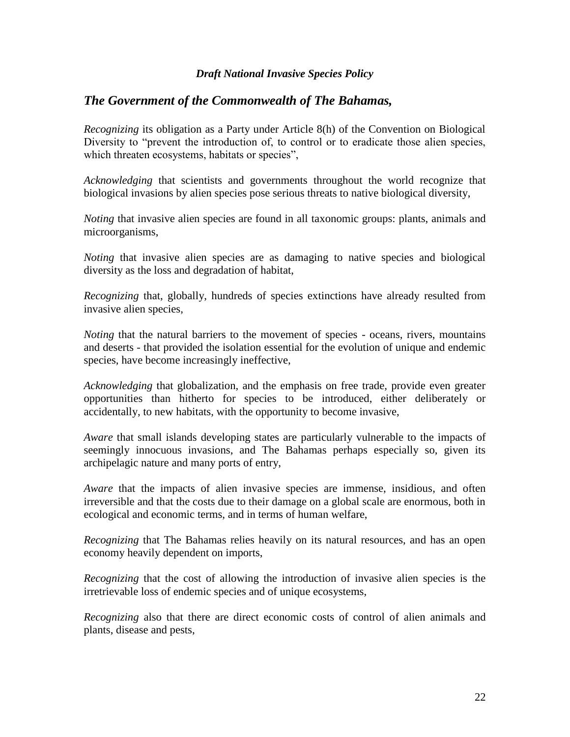*Draft National Invasive Species Policy*

## *The Government of the Commonwealth of The Bahamas,*

*Recognizing* its obligation as a Party under Article 8(h) of the Convention on Biological Diversity to "prevent the introduction of, to control or to eradicate those alien species, which threaten ecosystems, habitats or species",

*Acknowledging* that scientists and governments throughout the world recognize that biological invasions by alien species pose serious threats to native biological diversity,

*Noting* that invasive alien species are found in all taxonomic groups: plants, animals and microorganisms,

*Noting* that invasive alien species are as damaging to native species and biological diversity as the loss and degradation of habitat,

*Recognizing* that, globally, hundreds of species extinctions have already resulted from invasive alien species,

*Noting* that the natural barriers to the movement of species - oceans, rivers, mountains and deserts - that provided the isolation essential for the evolution of unique and endemic species, have become increasingly ineffective,

*Acknowledging* that globalization, and the emphasis on free trade, provide even greater opportunities than hitherto for species to be introduced, either deliberately or accidentally, to new habitats, with the opportunity to become invasive,

*Aware* that small islands developing states are particularly vulnerable to the impacts of seemingly innocuous invasions, and The Bahamas perhaps especially so, given its archipelagic nature and many ports of entry,

*Aware* that the impacts of alien invasive species are immense, insidious, and often irreversible and that the costs due to their damage on a global scale are enormous, both in ecological and economic terms, and in terms of human welfare,

*Recognizing* that The Bahamas relies heavily on its natural resources, and has an open economy heavily dependent on imports,

*Recognizing* that the cost of allowing the introduction of invasive alien species is the irretrievable loss of endemic species and of unique ecosystems,

*Recognizing* also that there are direct economic costs of control of alien animals and plants, disease and pests,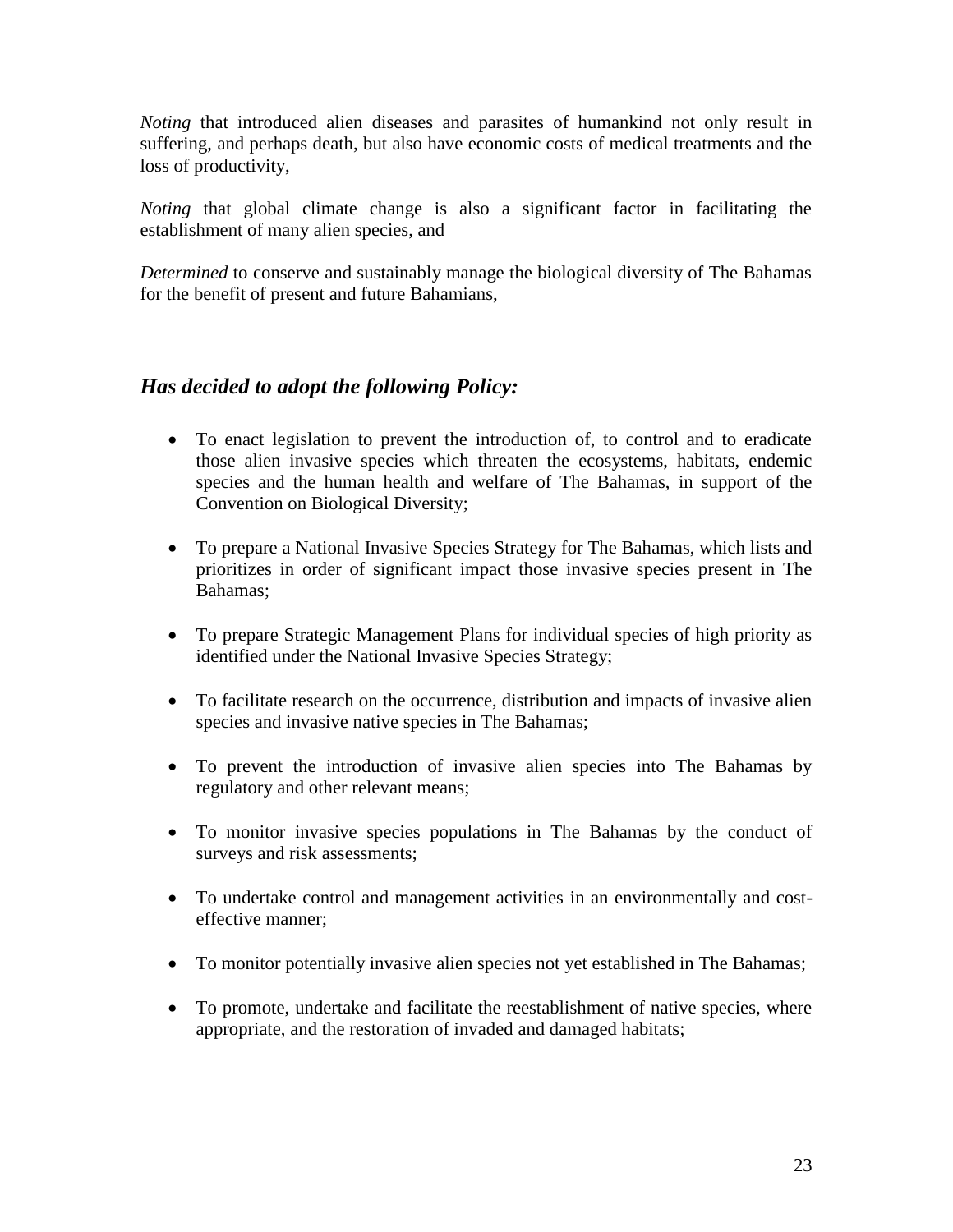*Noting* that introduced alien diseases and parasites of humankind not only result in suffering, and perhaps death, but also have economic costs of medical treatments and the loss of productivity,

*Noting* that global climate change is also a significant factor in facilitating the establishment of many alien species, and

*Determined* to conserve and sustainably manage the biological diversity of The Bahamas for the benefit of present and future Bahamians,

## *Has decided to adopt the following Policy:*

- To enact legislation to prevent the introduction of, to control and to eradicate those alien invasive species which threaten the ecosystems, habitats, endemic species and the human health and welfare of The Bahamas, in support of the Convention on Biological Diversity;

- To prepare a National Invasive Species Strategy for The Bahamas, which lists and prioritizes in order of significant impact those invasive species present in The Bahamas;

- To prepare Strategic Management Plans for individual species of high priority as identified under the National Invasive Species Strategy;

- To facilitate research on the occurrence, distribution and impacts of invasive alien species and invasive native species in The Bahamas;

- To prevent the introduction of invasive alien species into The Bahamas by regulatory and other relevant means;

- To monitor invasive species populations in The Bahamas by the conduct of surveys and risk assessments;

- To undertake control and management activities in an environmentally and cost-effective manner;

- To monitor potentially invasive alien species not yet established in The Bahamas;

- To promote, undertake and facilitate the reestablishment of native species, where appropriate, and the restoration of invaded and damaged habitats;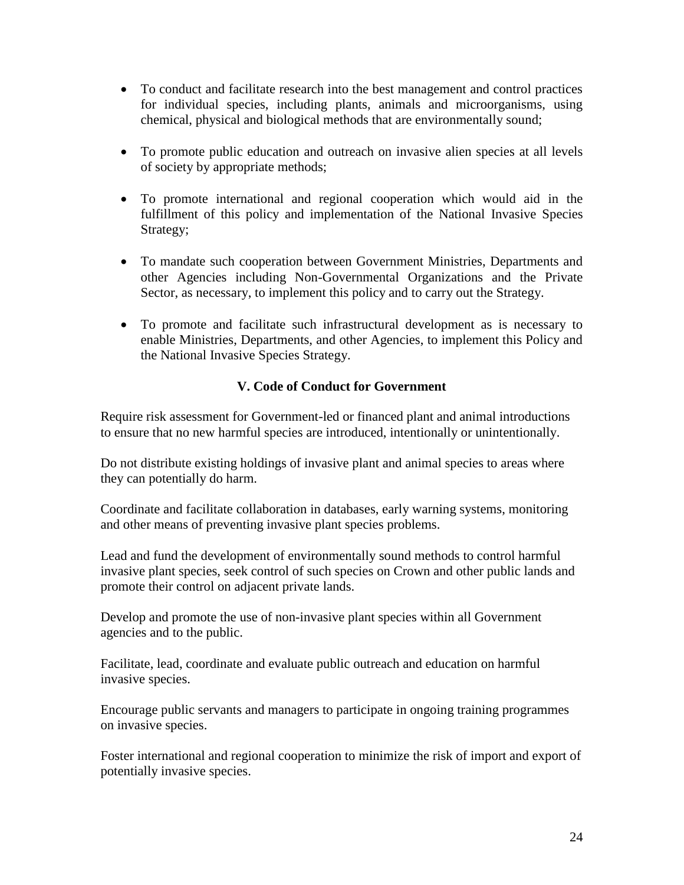- To conduct and facilitate research into the best management and control practices for individual species, including plants, animals and microorganisms, using chemical, physical and biological methods that are environmentally sound;

- To promote public education and outreach on invasive alien species at all levels of society by appropriate methods;

- To promote international and regional cooperation which would aid in the fulfillment of this policy and implementation of the National Invasive Species Strategy;

- To mandate such cooperation between Government Ministries, Departments and other Agencies including Non-Governmental Organizations and the Private Sector, as necessary, to implement this policy and to carry out the Strategy.

- To promote and facilitate such infrastructural development as is necessary to enable Ministries, Departments, and other Agencies, to implement this Policy and the National Invasive Species Strategy.

## V. Code of Conduct for Government

Require risk assessment for Government-led or financed plant and animal introductions to ensure that no new harmful species are introduced, intentionally or unintentionally.

Do not distribute existing holdings of invasive plant and animal species to areas where they can potentially do harm.

Coordinate and facilitate collaboration in databases, early warning systems, monitoring and other means of preventing invasive plant species problems.

Lead and fund the development of environmentally sound methods to control harmful invasive plant species, seek control of such species on Crown and other public lands and promote their control on adjacent private lands.

Develop and promote the use of non-invasive plant species within all Government agencies and to the public.

Facilitate, lead, coordinate and evaluate public outreach and education on harmful invasive species.

Encourage public servants and managers to participate in ongoing training programmes on invasive species.

Foster international and regional cooperation to minimize the risk of import and export of potentially invasive species.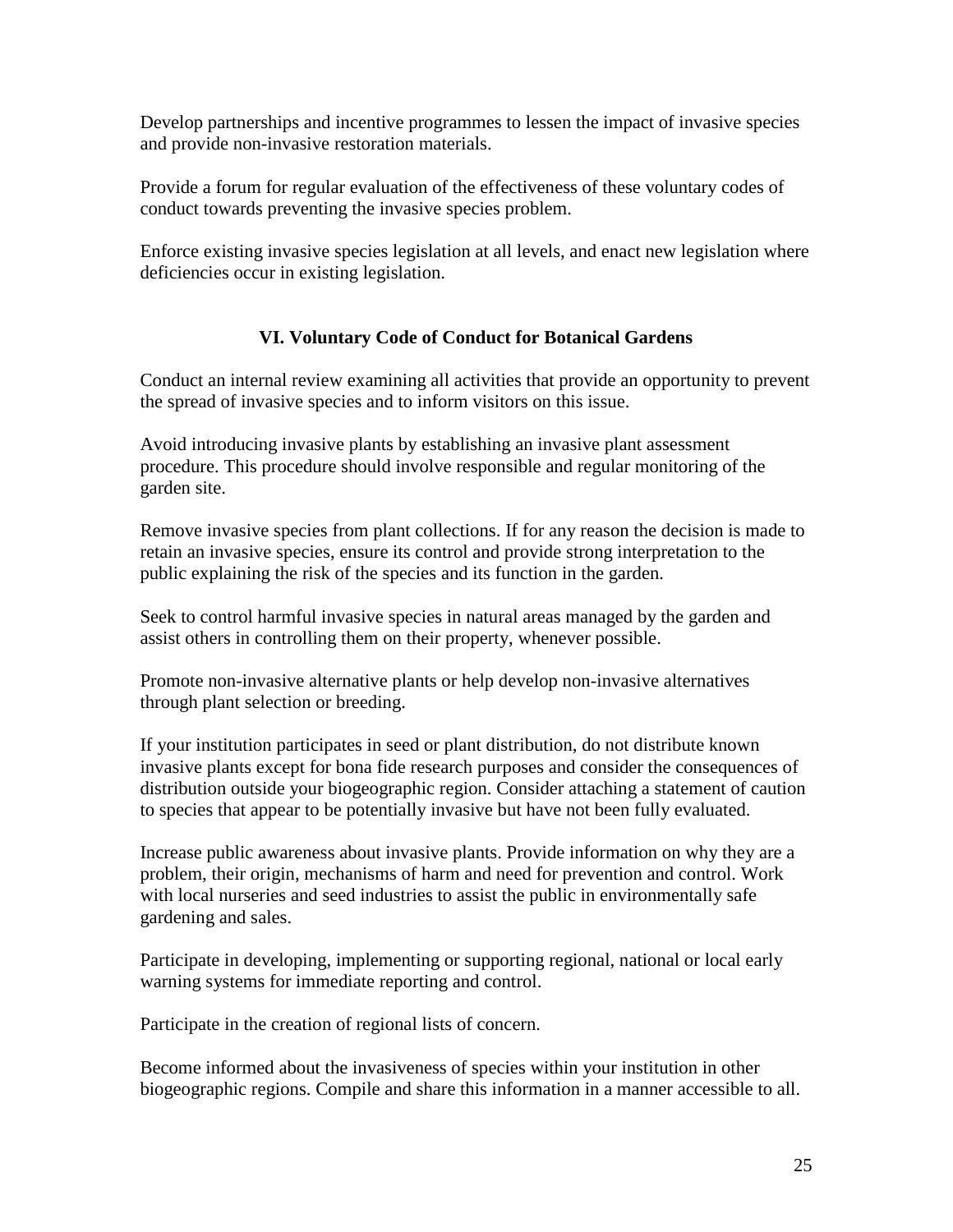Develop partnerships and incentive programmes to lessen the impact of invasive species and provide non-invasive restoration materials.

Provide a forum for regular evaluation of the effectiveness of these voluntary codes of conduct towards preventing the invasive species problem.

Enforce existing invasive species legislation at all levels, and enact new legislation where deficiencies occur in existing legislation.

## VI. Voluntary Code of Conduct for Botanical Gardens

Conduct an internal review examining all activities that provide an opportunity to prevent the spread of invasive species and to inform visitors on this issue.

Avoid introducing invasive plants by establishing an invasive plant assessment procedure. This procedure should involve responsible and regular monitoring of the garden site.

Remove invasive species from plant collections. If for any reason the decision is made to retain an invasive species, ensure its control and provide strong interpretation to the public explaining the risk of the species and its function in the garden.

Seek to control harmful invasive species in natural areas managed by the garden and assist others in controlling them on their property, whenever possible.

Promote non-invasive alternative plants or help develop non-invasive alternatives through plant selection or breeding.

If your institution participates in seed or plant distribution, do not distribute known invasive plants except for bona fide research purposes and consider the consequences of distribution outside your biogeographic region. Consider attaching a statement of caution to species that appear to be potentially invasive but have not been fully evaluated.

Increase public awareness about invasive plants. Provide information on why they are a problem, their origin, mechanisms of harm and need for prevention and control. Work with local nurseries and seed industries to assist the public in environmentally safe gardening and sales.

Participate in developing, implementing or supporting regional, national or local early warning systems for immediate reporting and control.

Participate in the creation of regional lists of concern.

Become informed about the invasiveness of species within your institution in other biogeographic regions. Compile and share this information in a manner accessible to all.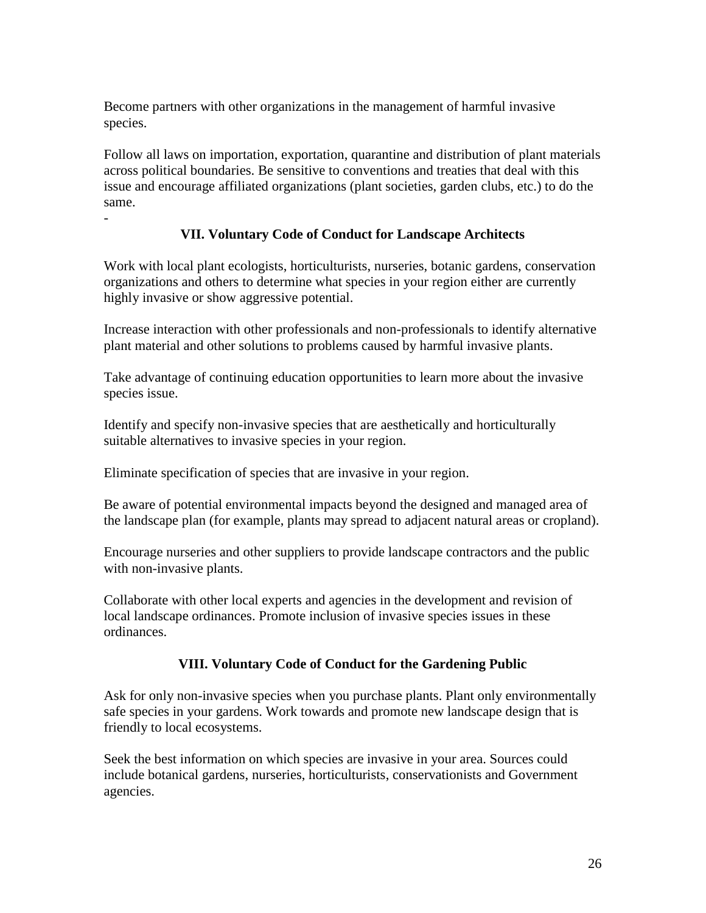Become partners with other organizations in the management of harmful invasive species.

Follow all laws on importation, exportation, quarantine and distribution of plant materials across political boundaries. Be sensitive to conventions and treaties that deal with this issue and encourage affiliated organizations (plant societies, garden clubs, etc.) to do the same.

-

## VII. Voluntary Code of Conduct for Landscape Architects

Work with local plant ecologists, horticulturists, nurseries, botanic gardens, conservation organizations and others to determine what species in your region either are currently highly invasive or show aggressive potential.

Increase interaction with other professionals and non-professionals to identify alternative plant material and other solutions to problems caused by harmful invasive plants.

Take advantage of continuing education opportunities to learn more about the invasive species issue.

Identify and specify non-invasive species that are aesthetically and horticulturally suitable alternatives to invasive species in your region.

Eliminate specification of species that are invasive in your region.

Be aware of potential environmental impacts beyond the designed and managed area of the landscape plan (for example, plants may spread to adjacent natural areas or cropland).

Encourage nurseries and other suppliers to provide landscape contractors and the public with non-invasive plants.

Collaborate with other local experts and agencies in the development and revision of local landscape ordinances. Promote inclusion of invasive species issues in these ordinances.

## VIII. Voluntary Code of Conduct for the Gardening Public

Ask for only non-invasive species when you purchase plants. Plant only environmentally safe species in your gardens. Work towards and promote new landscape design that is friendly to local ecosystems.

Seek the best information on which species are invasive in your area. Sources could include botanical gardens, nurseries, horticulturists, conservationists and Government agencies.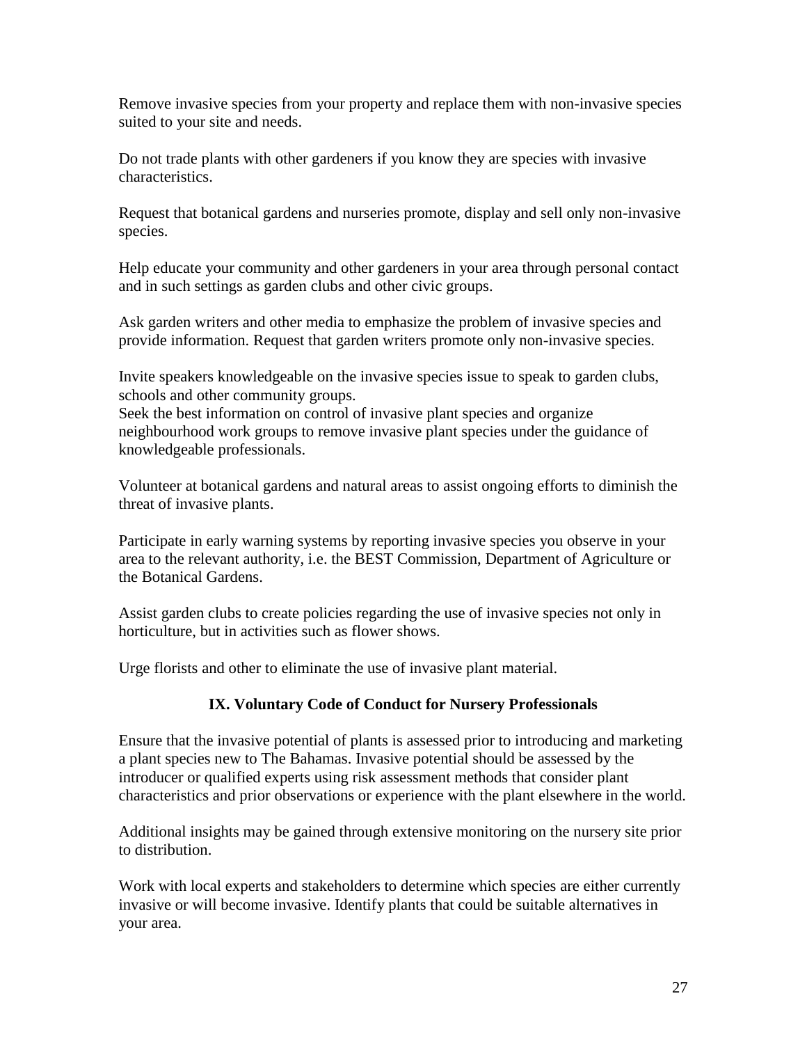Remove invasive species from your property and replace them with non-invasive species suited to your site and needs.

Do not trade plants with other gardeners if you know they are species with invasive characteristics.

Request that botanical gardens and nurseries promote, display and sell only non-invasive species.

Help educate your community and other gardeners in your area through personal contact and in such settings as garden clubs and other civic groups.

Ask garden writers and other media to emphasize the problem of invasive species and provide information. Request that garden writers promote only non-invasive species.

Invite speakers knowledgeable on the invasive species issue to speak to garden clubs, schools and other community groups.
Seek the best information on control of invasive plant species and organize neighbourhood work groups to remove invasive plant species under the guidance of knowledgeable professionals.

Volunteer at botanical gardens and natural areas to assist ongoing efforts to diminish the threat of invasive plants.

Participate in early warning systems by reporting invasive species you observe in your area to the relevant authority, i.e. the BEST Commission, Department of Agriculture or the Botanical Gardens.

Assist garden clubs to create policies regarding the use of invasive species not only in horticulture, but in activities such as flower shows.

Urge florists and other to eliminate the use of invasive plant material.

## IX. Voluntary Code of Conduct for Nursery Professionals

Ensure that the invasive potential of plants is assessed prior to introducing and marketing a plant species new to The Bahamas. Invasive potential should be assessed by the introducer or qualified experts using risk assessment methods that consider plant characteristics and prior observations or experience with the plant elsewhere in the world.

Additional insights may be gained through extensive monitoring on the nursery site prior to distribution.

Work with local experts and stakeholders to determine which species are either currently invasive or will become invasive. Identify plants that could be suitable alternatives in your area.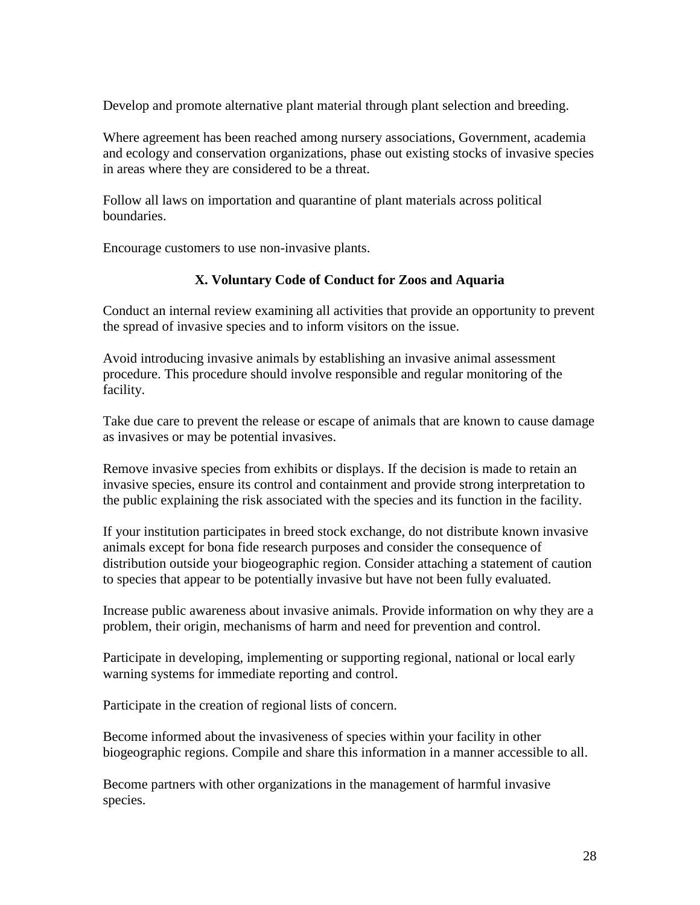Develop and promote alternative plant material through plant selection and breeding.

Where agreement has been reached among nursery associations, Government, academia and ecology and conservation organizations, phase out existing stocks of invasive species in areas where they are considered to be a threat.

Follow all laws on importation and quarantine of plant materials across political boundaries.

Encourage customers to use non-invasive plants.

## X. Voluntary Code of Conduct for Zoos and Aquaria

Conduct an internal review examining all activities that provide an opportunity to prevent the spread of invasive species and to inform visitors on the issue.

Avoid introducing invasive animals by establishing an invasive animal assessment procedure. This procedure should involve responsible and regular monitoring of the facility.

Take due care to prevent the release or escape of animals that are known to cause damage as invasives or may be potential invasives.

Remove invasive species from exhibits or displays. If the decision is made to retain an invasive species, ensure its control and containment and provide strong interpretation to the public explaining the risk associated with the species and its function in the facility.

If your institution participates in breed stock exchange, do not distribute known invasive animals except for bona fide research purposes and consider the consequence of distribution outside your biogeographic region. Consider attaching a statement of caution to species that appear to be potentially invasive but have not been fully evaluated.

Increase public awareness about invasive animals. Provide information on why they are a problem, their origin, mechanisms of harm and need for prevention and control.

Participate in developing, implementing or supporting regional, national or local early warning systems for immediate reporting and control.

Participate in the creation of regional lists of concern.

Become informed about the invasiveness of species within your facility in other biogeographic regions. Compile and share this information in a manner accessible to all.

Become partners with other organizations in the management of harmful invasive species.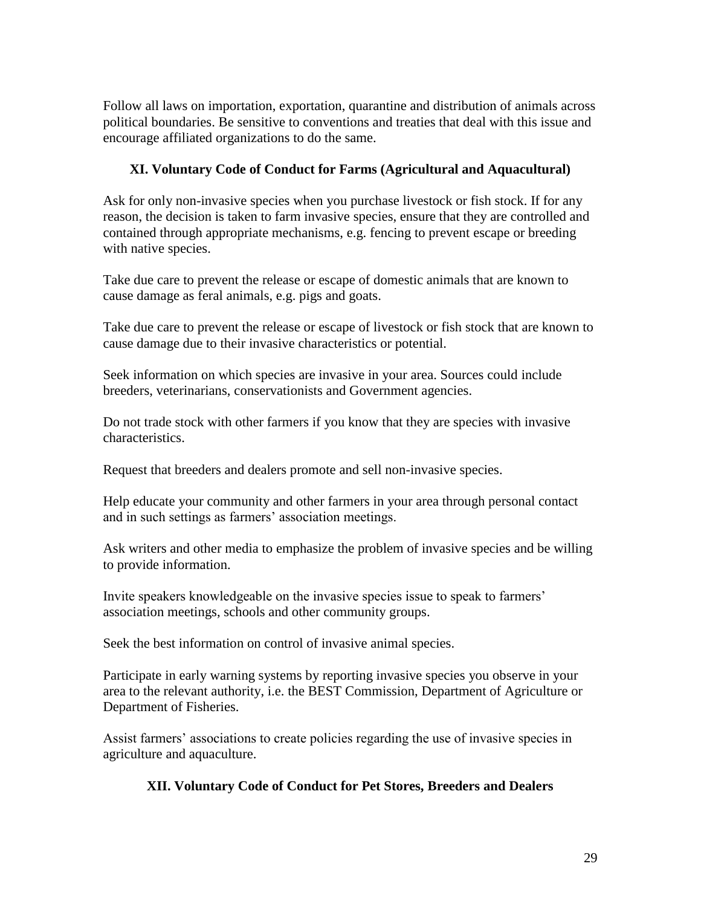Follow all laws on importation, exportation, quarantine and distribution of animals across political boundaries. Be sensitive to conventions and treaties that deal with this issue and encourage affiliated organizations to do the same.

## XI. Voluntary Code of Conduct for Farms (Agricultural and Aquacultural)

Ask for only non-invasive species when you purchase livestock or fish stock. If for any reason, the decision is taken to farm invasive species, ensure that they are controlled and contained through appropriate mechanisms, e.g. fencing to prevent escape or breeding with native species.

Take due care to prevent the release or escape of domestic animals that are known to cause damage as feral animals, e.g. pigs and goats.

Take due care to prevent the release or escape of livestock or fish stock that are known to cause damage due to their invasive characteristics or potential.

Seek information on which species are invasive in your area. Sources could include breeders, veterinarians, conservationists and Government agencies.

Do not trade stock with other farmers if you know that they are species with invasive characteristics.

Request that breeders and dealers promote and sell non-invasive species.

Help educate your community and other farmers in your area through personal contact and in such settings as farmers' association meetings.

Ask writers and other media to emphasize the problem of invasive species and be willing to provide information.

Invite speakers knowledgeable on the invasive species issue to speak to farmers' association meetings, schools and other community groups.

Seek the best information on control of invasive animal species.

Participate in early warning systems by reporting invasive species you observe in your area to the relevant authority, i.e. the BEST Commission, Department of Agriculture or Department of Fisheries.

Assist farmers' associations to create policies regarding the use of invasive species in agriculture and aquaculture.

## XII. Voluntary Code of Conduct for Pet Stores, Breeders and Dealers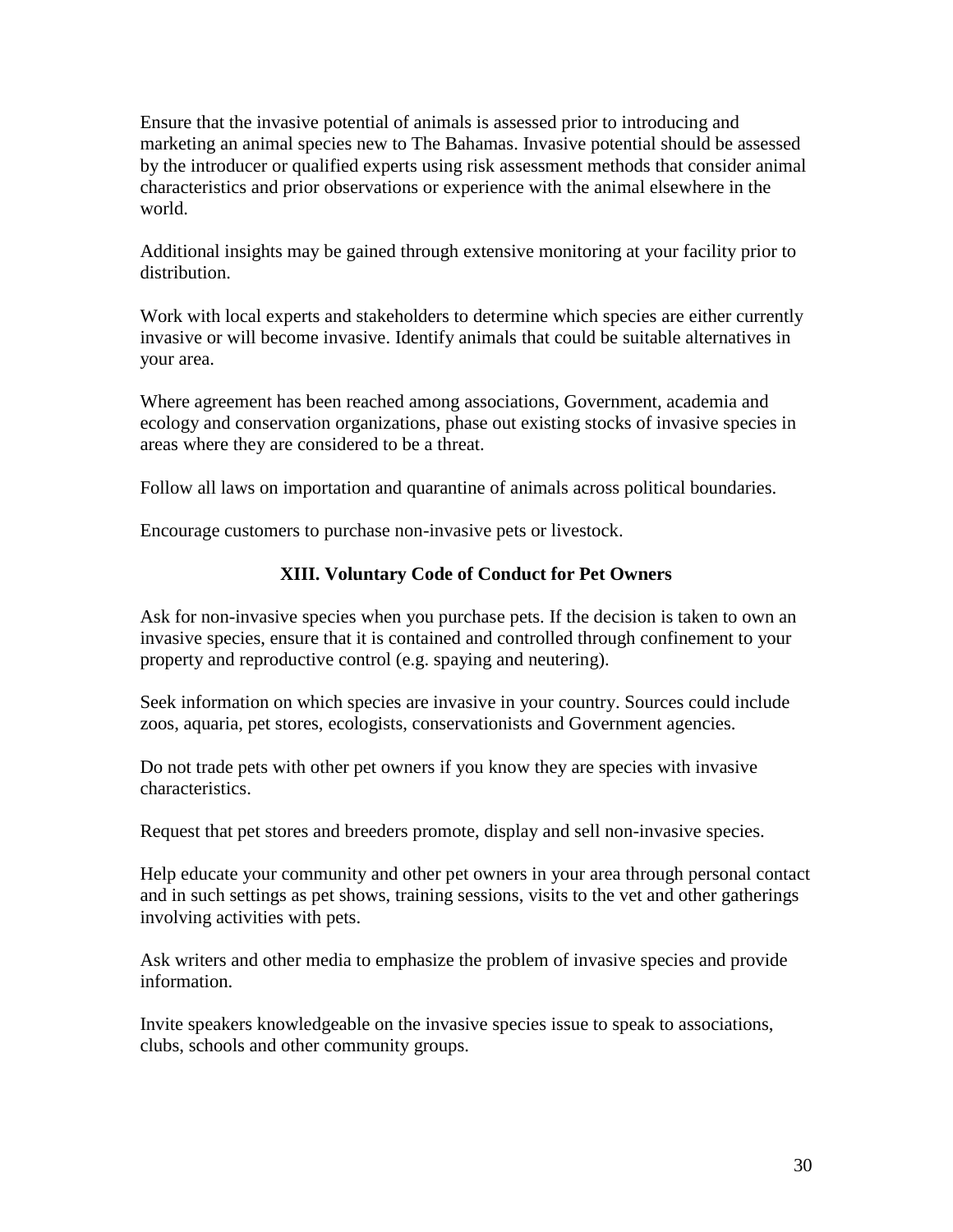Ensure that the invasive potential of animals is assessed prior to introducing and marketing an animal species new to The Bahamas. Invasive potential should be assessed by the introducer or qualified experts using risk assessment methods that consider animal characteristics and prior observations or experience with the animal elsewhere in the world.

Additional insights may be gained through extensive monitoring at your facility prior to distribution.

Work with local experts and stakeholders to determine which species are either currently invasive or will become invasive. Identify animals that could be suitable alternatives in your area.

Where agreement has been reached among associations, Government, academia and ecology and conservation organizations, phase out existing stocks of invasive species in areas where they are considered to be a threat.

Follow all laws on importation and quarantine of animals across political boundaries.

Encourage customers to purchase non-invasive pets or livestock.

## XIII. Voluntary Code of Conduct for Pet Owners

Ask for non-invasive species when you purchase pets. If the decision is taken to own an invasive species, ensure that it is contained and controlled through confinement to your property and reproductive control (e.g. spaying and neutering).

Seek information on which species are invasive in your country. Sources could include zoos, aquaria, pet stores, ecologists, conservationists and Government agencies.

Do not trade pets with other pet owners if you know they are species with invasive characteristics.

Request that pet stores and breeders promote, display and sell non-invasive species.

Help educate your community and other pet owners in your area through personal contact and in such settings as pet shows, training sessions, visits to the vet and other gatherings involving activities with pets.

Ask writers and other media to emphasize the problem of invasive species and provide information.

Invite speakers knowledgeable on the invasive species issue to speak to associations, clubs, schools and other community groups.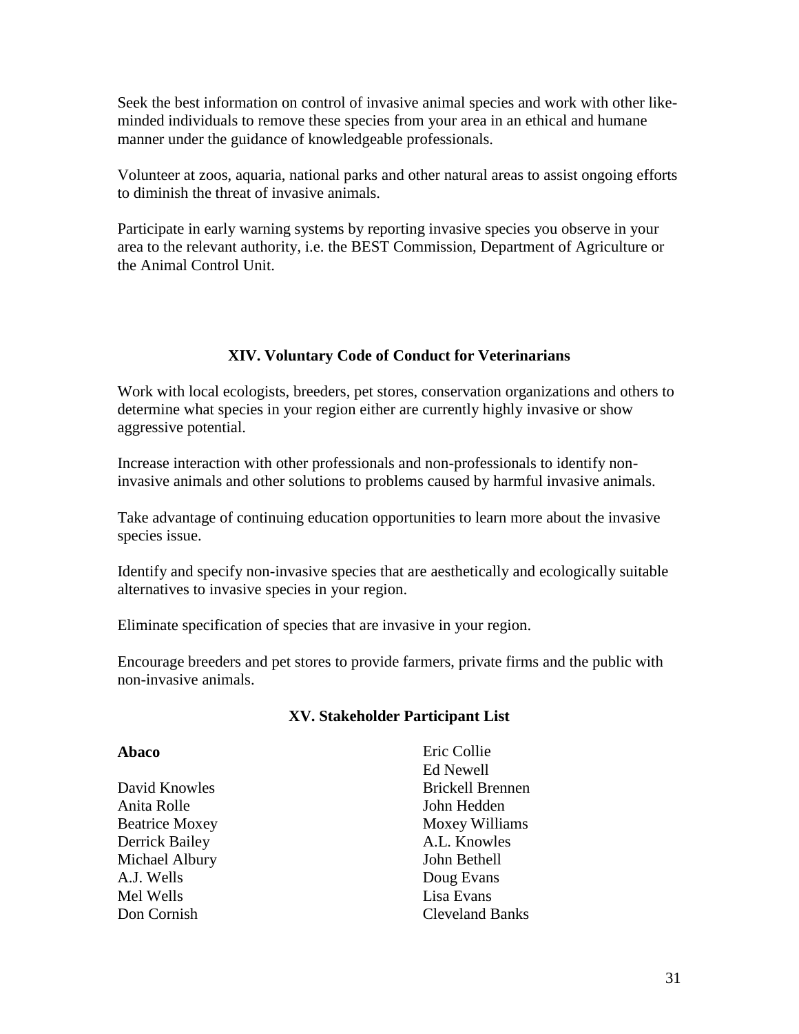Seek the best information on control of invasive animal species and work with other like-minded individuals to remove these species from your area in an ethical and humane manner under the guidance of knowledgeable professionals.

Volunteer at zoos, aquaria, national parks and other natural areas to assist ongoing efforts to diminish the threat of invasive animals.

Participate in early warning systems by reporting invasive species you observe in your area to the relevant authority, i.e. the BEST Commission, Department of Agriculture or the Animal Control Unit.

## XIV. Voluntary Code of Conduct for Veterinarians

Work with local ecologists, breeders, pet stores, conservation organizations and others to determine what species in your region either are currently highly invasive or show aggressive potential.

Increase interaction with other professionals and non-professionals to identify non-invasive animals and other solutions to problems caused by harmful invasive animals.

Take advantage of continuing education opportunities to learn more about the invasive species issue.

Identify and specify non-invasive species that are aesthetically and ecologically suitable alternatives to invasive species in your region.

Eliminate specification of species that are invasive in your region.

Encourage breeders and pet stores to provide farmers, private firms and the public with non-invasive animals.

## XV. Stakeholder Participant List

**Abaco**

David Knowles
Anita Rolle
Beatrice Moxey
Derrick Bailey
Michael Albury
A.J. Wells
Mel Wells
Don Cornish
Eric Collie
Ed Newell
Brickell Brennen
John Hedden
Moxey Williams
A.L. Knowles
John Bethell
Doug Evans
Lisa Evans
Cleveland Banks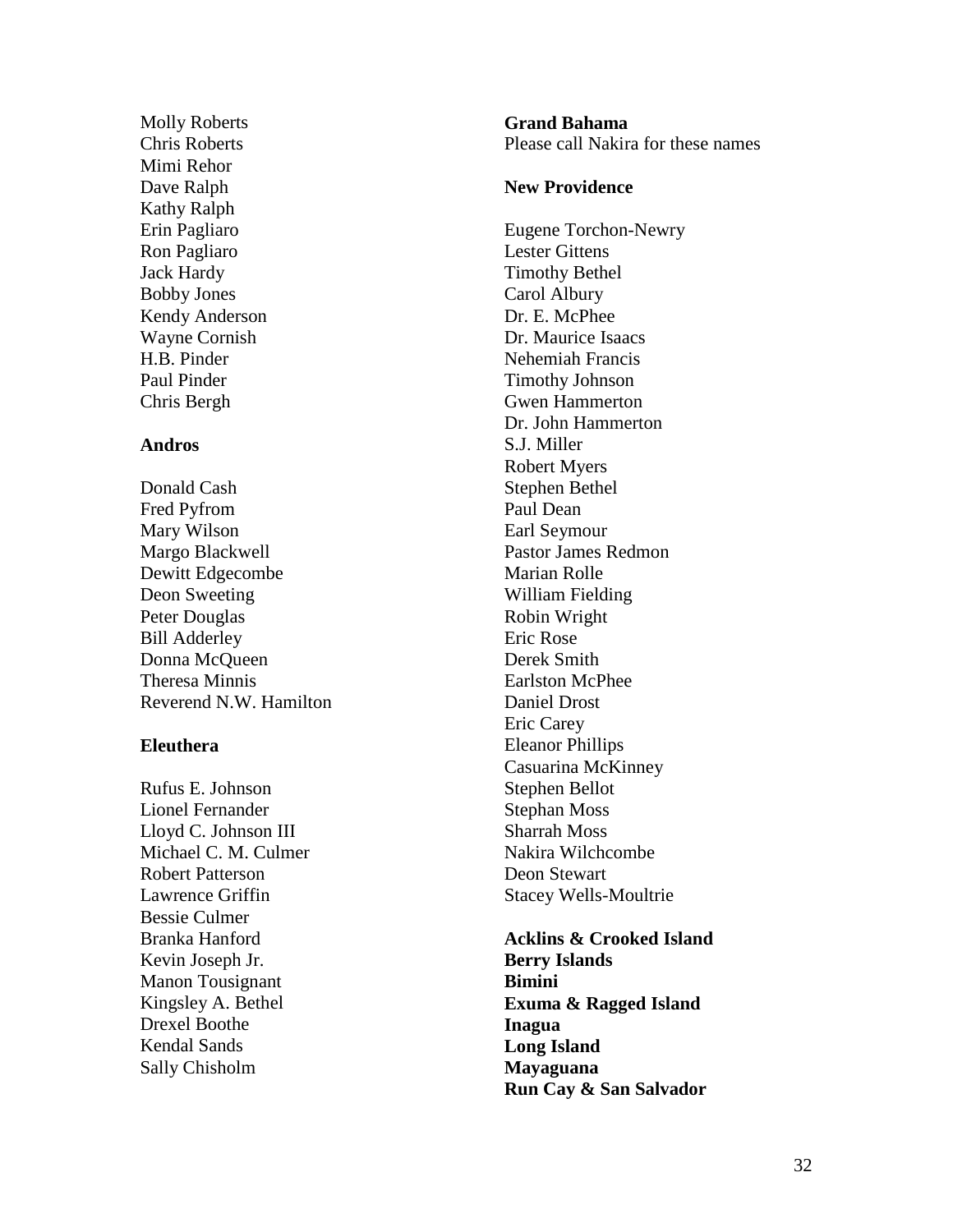Molly Roberts
Chris Roberts
Mimi Rehor
Dave Ralph
Kathy Ralph
Erin Pagliaro
Ron Pagliaro
Jack Hardy
Bobby Jones
Kendy Anderson
Wayne Cornish
H.B. Pinder
Paul Pinder
Chris Bergh

**Andros**

Donald Cash
Fred Pyfrom
Mary Wilson
Margo Blackwell
Dewitt Edgecombe
Deon Sweeting
Peter Douglas
Bill Adderley
Donna McQueen
Theresa Minnis
Reverend N.W. Hamilton

**Eleuthera**

Rufus E. Johnson
Lionel Fernander
Lloyd C. Johnson III
Michael C. M. Culmer
Robert Patterson
Lawrence Griffin
Bessie Culmer
Branka Hanford
Kevin Joseph Jr.
Manon Tousignant
Kingsley A. Bethel
Drexel Boothe
Kendal Sands
Sally Chisholm

**Grand Bahama**
Please call Nakira for these names

**New Providence**

Eugene Torchon-Newry
Lester Gittens
Timothy Bethel
Carol Albury
Dr. E. McPhee
Dr. Maurice Isaacs
Nehemiah Francis
Timothy Johnson
Gwen Hammerton
Dr. John Hammerton
S.J. Miller
Robert Myers
Stephen Bethel
Paul Dean
Earl Seymour
Pastor James Redmon
Marian Rolle
William Fielding
Robin Wright
Eric Rose
Derek Smith
Earlston McPhee
Daniel Drost
Eric Carey
Eleanor Phillips
Casuarina McKinney
Stephen Bellot
Stephan Moss
Sharrah Moss
Nakira Wilchcombe
Deon Stewart
Stacey Wells-Moultrie

**Acklins & Crooked Island**
**Berry Islands**
**Bimini**
**Exuma & Ragged Island**
**Inagua**
**Long Island**
**Mayaguana**
**Run Cay & San Salvador**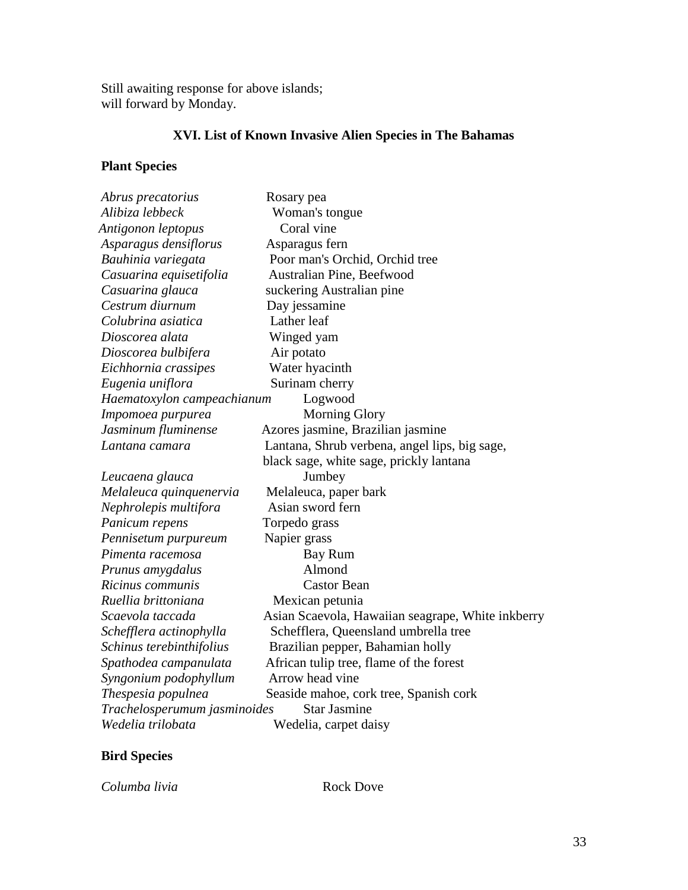Still awaiting response for above islands;
will forward by Monday.

## XVI. List of Known Invasive Alien Species in The Bahamas

### Plant Species

| | |
|---|---|
| *Abrus precatorius* | Rosary pea |
| *Alibiza lebbeck* | Woman's tongue |
| *Antigonon leptopus* | Coral vine |
| *Asparagus densiflorus* | Asparagus fern |
| *Bauhinia variegata* | Poor man's Orchid, Orchid tree |
| *Casuarina equisetifolia* | Australian Pine, Beefwood |
| *Casuarina glauca* | suckering Australian pine |
| *Cestrum diurnum* | Day jessamine |
| *Colubrina asiatica* | Lather leaf |
| *Dioscorea alata* | Winged yam |
| *Dioscorea bulbifera* | Air potato |
| *Eichhornia crassipes* | Water hyacinth |
| *Eugenia uniflora* | Surinam cherry |
| *Haematoxylon campeachianum* | Logwood |
| *Impomoea purpurea* | Morning Glory |
| *Jasminum fluminense* | Azores jasmine, Brazilian jasmine |
| *Lantana camara* | Lantana, Shrub verbena, angel lips, big sage, black sage, white sage, prickly lantana |
| *Leucaena glauca* | Jumbey |
| *Melaleuca quinquenervia* | Melaleuca, paper bark |
| *Nephrolepis multifora* | Asian sword fern |
| *Panicum repens* | Torpedo grass |
| *Pennisetum purpureum* | Napier grass |
| *Pimenta racemosa* | Bay Rum |
| *Prunus amygdalus* | Almond |
| *Ricinus communis* | Castor Bean |
| *Ruellia brittoniana* | Mexican petunia |
| *Scaevola taccada* | Asian Scaevola, Hawaiian seagrape, White inkberry |
| *Schefflera actinophylla* | Schefflera, Queensland umbrella tree |
| *Schinus terebinthifolius* | Brazilian pepper, Bahamian holly |
| *Spathodea campanulata* | African tulip tree, flame of the forest |
| *Syngonium podophyllum* | Arrow head vine |
| *Thespesia populnea* | Seaside mahoe, cork tree, Spanish cork |
| *Trachelosperumum jasminoides* | Star Jasmine |
| *Wedelia trilobata* | Wedelia, carpet daisy |

### Bird Species

| | |
|---|---|
| *Columba livia* | Rock Dove |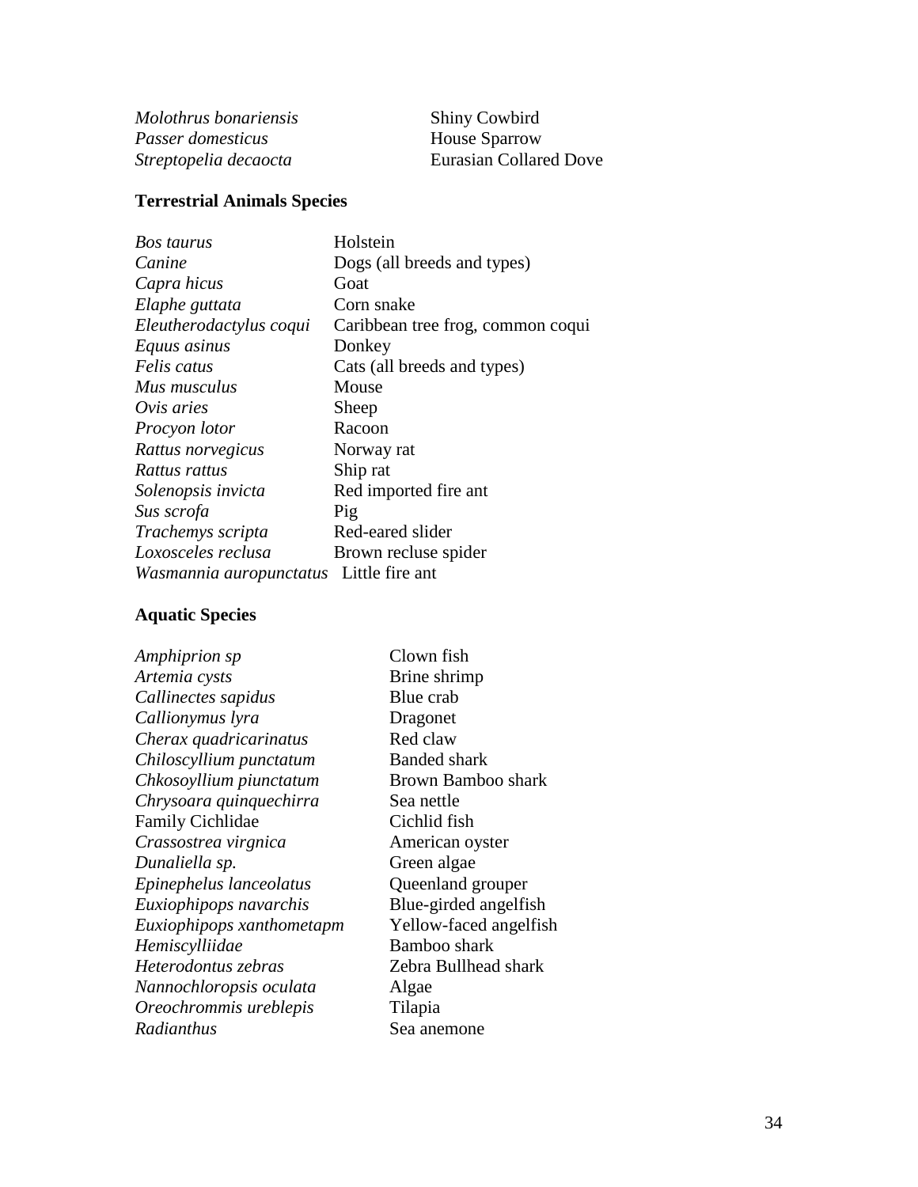| | |
|---|---|
| *Molothrus bonariensis* | Shiny Cowbird |
| *Passer domesticus* | House Sparrow |
| *Streptopelia decaocta* | Eurasian Collared Dove |

**Terrestrial Animals Species**

| | |
|---|---|
| *Bos taurus* | Holstein |
| *Canine* | Dogs (all breeds and types) |
| *Capra hicus* | Goat |
| *Elaphe guttata* | Corn snake |
| *Eleutherodactylus coqui* | Caribbean tree frog, common coqui |
| *Equus asinus* | Donkey |
| *Felis catus* | Cats (all breeds and types) |
| *Mus musculus* | Mouse |
| *Ovis aries* | Sheep |
| *Procyon lotor* | Racoon |
| *Rattus norvegicus* | Norway rat |
| *Rattus rattus* | Ship rat |
| *Solenopsis invicta* | Red imported fire ant |
| *Sus scrofa* | Pig |
| *Trachemys scripta* | Red-eared slider |
| *Loxosceles reclusa* | Brown recluse spider |
| *Wasmannia auropunctatus* | Little fire ant |

**Aquatic Species**

| | |
|---|---|
| *Amphiprion sp* | Clown fish |
| *Artemia cysts* | Brine shrimp |
| *Callinectes sapidus* | Blue crab |
| *Callionymus lyra* | Dragonet |
| *Cherax quadricarinatus* | Red claw |
| *Chiloscyllium punctatum* | Banded shark |
| *Chkosoyllium piunctatum* | Brown Bamboo shark |
| *Chrysoara quinquechirra* | Sea nettle |
| Family Cichlidae | Cichlid fish |
| *Crassostrea virgnica* | American oyster |
| *Dunaliella sp.* | Green algae |
| *Epinephelus lanceolatus* | Queenland grouper |
| *Euxiophipops navarchis* | Blue-girded angelfish |
| *Euxiophipops xanthometapm* | Yellow-faced angelfish |
| *Hemiscylliidae* | Bamboo shark |
| *Heterodontus zebras* | Zebra Bullhead shark |
| *Nannochloropsis oculata* | Algae |
| *Oreochrommis ureblepis* | Tilapia |
| *Radianthus* | Sea anemone |